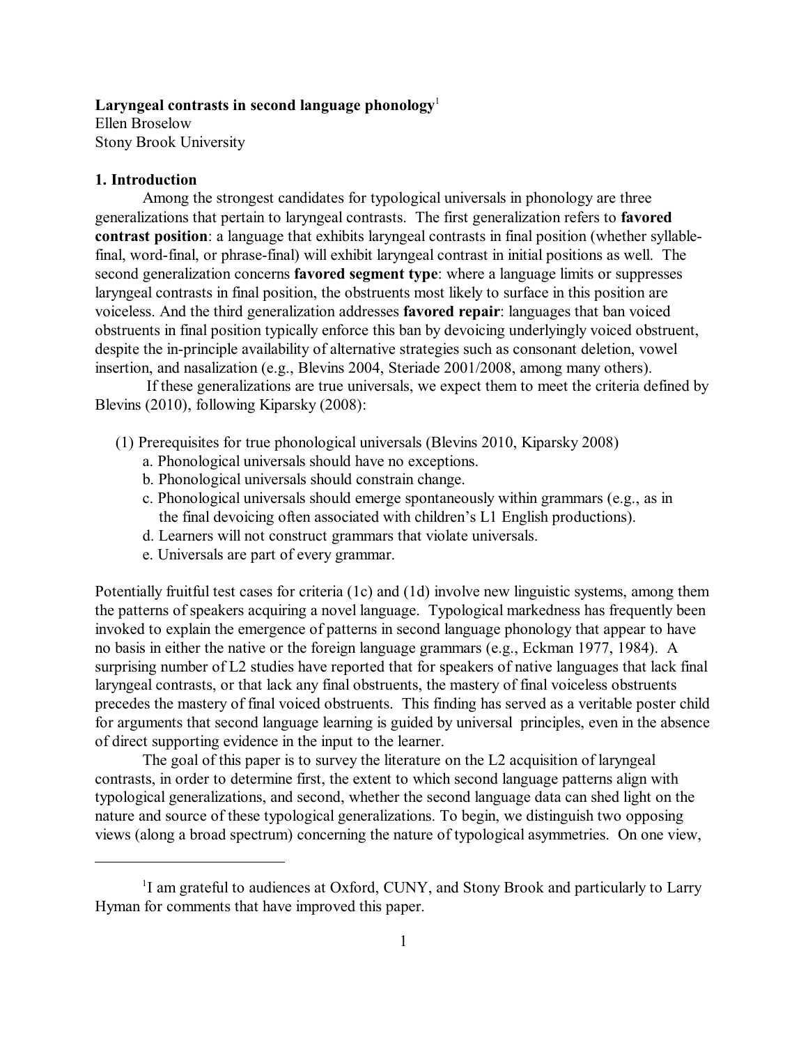**Laryngeal contrasts in second language phonology**[1]
Ellen Broselow
Stony Brook University

## 1. Introduction

Among the strongest candidates for typological universals in phonology are three generalizations that pertain to laryngeal contrasts. The first generalization refers to **favored contrast position**: a language that exhibits laryngeal contrasts in final position (whether syllable-final, word-final, or phrase-final) will exhibit laryngeal contrast in initial positions as well. The second generalization concerns **favored segment type**: where a language limits or suppresses laryngeal contrasts in final position, the obstruents most likely to surface in this position are voiceless. And the third generalization addresses **favored repair**: languages that ban voiced obstruents in final position typically enforce this ban by devoicing underlyingly voiced obstruent, despite the in-principle availability of alternative strategies such as consonant deletion, vowel insertion, and nasalization (e.g., Blevins 2004, Steriade 2001/2008, among many others).

If these generalizations are true universals, we expect them to meet the criteria defined by Blevins (2010), following Kiparsky (2008):

(1) Prerequisites for true phonological universals (Blevins 2010, Kiparsky 2008)
   a. Phonological universals should have no exceptions.
   b. Phonological universals should constrain change.
   c. Phonological universals should emerge spontaneously within grammars (e.g., as in the final devoicing often associated with children's L1 English productions).
   d. Learners will not construct grammars that violate universals.
   e. Universals are part of every grammar.

Potentially fruitful test cases for criteria (1c) and (1d) involve new linguistic systems, among them the patterns of speakers acquiring a novel language. Typological markedness has frequently been invoked to explain the emergence of patterns in second language phonology that appear to have no basis in either the native or the foreign language grammars (e.g., Eckman 1977, 1984). A surprising number of L2 studies have reported that for speakers of native languages that lack final laryngeal contrasts, or that lack any final obstruents, the mastery of final voiceless obstruents precedes the mastery of final voiced obstruents. This finding has served as a veritable poster child for arguments that second language learning is guided by universal principles, even in the absence of direct supporting evidence in the input to the learner.

The goal of this paper is to survey the literature on the L2 acquisition of laryngeal contrasts, in order to determine first, the extent to which second language patterns align with typological generalizations, and second, whether the second language data can shed light on the nature and source of these typological generalizations. To begin, we distinguish two opposing views (along a broad spectrum) concerning the nature of typological asymmetries. On one view,

[1] I am grateful to audiences at Oxford, CUNY, and Stony Brook and particularly to Larry Hyman for comments that have improved this paper.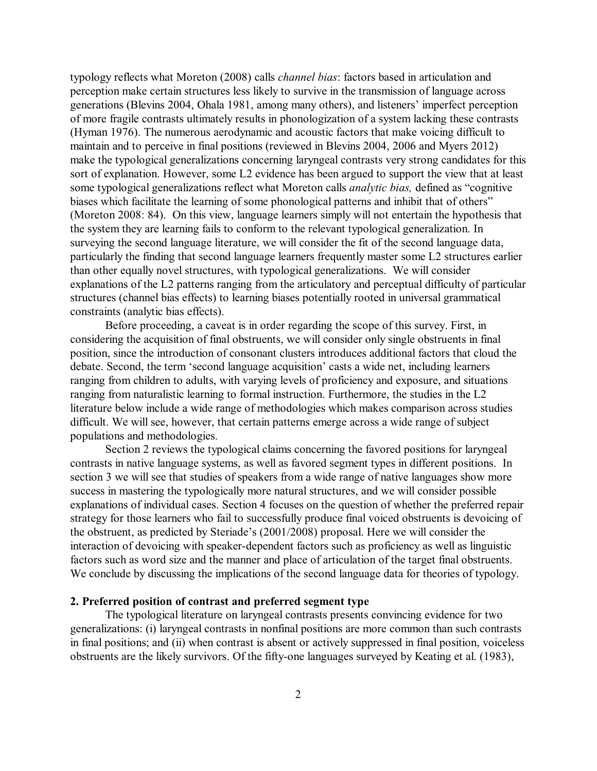typology reflects what Moreton (2008) calls *channel bias*: factors based in articulation and perception make certain structures less likely to survive in the transmission of language across generations (Blevins 2004, Ohala 1981, among many others), and listeners' imperfect perception of more fragile contrasts ultimately results in phonologization of a system lacking these contrasts (Hyman 1976). The numerous aerodynamic and acoustic factors that make voicing difficult to maintain and to perceive in final positions (reviewed in Blevins 2004, 2006 and Myers 2012) make the typological generalizations concerning laryngeal contrasts very strong candidates for this sort of explanation. However, some L2 evidence has been argued to support the view that at least some typological generalizations reflect what Moreton calls *analytic bias,* defined as "cognitive biases which facilitate the learning of some phonological patterns and inhibit that of others" (Moreton 2008: 84). On this view, language learners simply will not entertain the hypothesis that the system they are learning fails to conform to the relevant typological generalization. In surveying the second language literature, we will consider the fit of the second language data, particularly the finding that second language learners frequently master some L2 structures earlier than other equally novel structures, with typological generalizations. We will consider explanations of the L2 patterns ranging from the articulatory and perceptual difficulty of particular structures (channel bias effects) to learning biases potentially rooted in universal grammatical constraints (analytic bias effects).

Before proceeding, a caveat is in order regarding the scope of this survey. First, in considering the acquisition of final obstruents, we will consider only single obstruents in final position, since the introduction of consonant clusters introduces additional factors that cloud the debate. Second, the term 'second language acquisition' casts a wide net, including learners ranging from children to adults, with varying levels of proficiency and exposure, and situations ranging from naturalistic learning to formal instruction. Furthermore, the studies in the L2 literature below include a wide range of methodologies which makes comparison across studies difficult. We will see, however, that certain patterns emerge across a wide range of subject populations and methodologies.

Section 2 reviews the typological claims concerning the favored positions for laryngeal contrasts in native language systems, as well as favored segment types in different positions. In section 3 we will see that studies of speakers from a wide range of native languages show more success in mastering the typologically more natural structures, and we will consider possible explanations of individual cases. Section 4 focuses on the question of whether the preferred repair strategy for those learners who fail to successfully produce final voiced obstruents is devoicing of the obstruent, as predicted by Steriade's (2001/2008) proposal. Here we will consider the interaction of devoicing with speaker-dependent factors such as proficiency as well as linguistic factors such as word size and the manner and place of articulation of the target final obstruents. We conclude by discussing the implications of the second language data for theories of typology.

## 2. Preferred position of contrast and preferred segment type

The typological literature on laryngeal contrasts presents convincing evidence for two generalizations: (i) laryngeal contrasts in nonfinal positions are more common than such contrasts in final positions; and (ii) when contrast is absent or actively suppressed in final position, voiceless obstruents are the likely survivors. Of the fifty-one languages surveyed by Keating et al. (1983),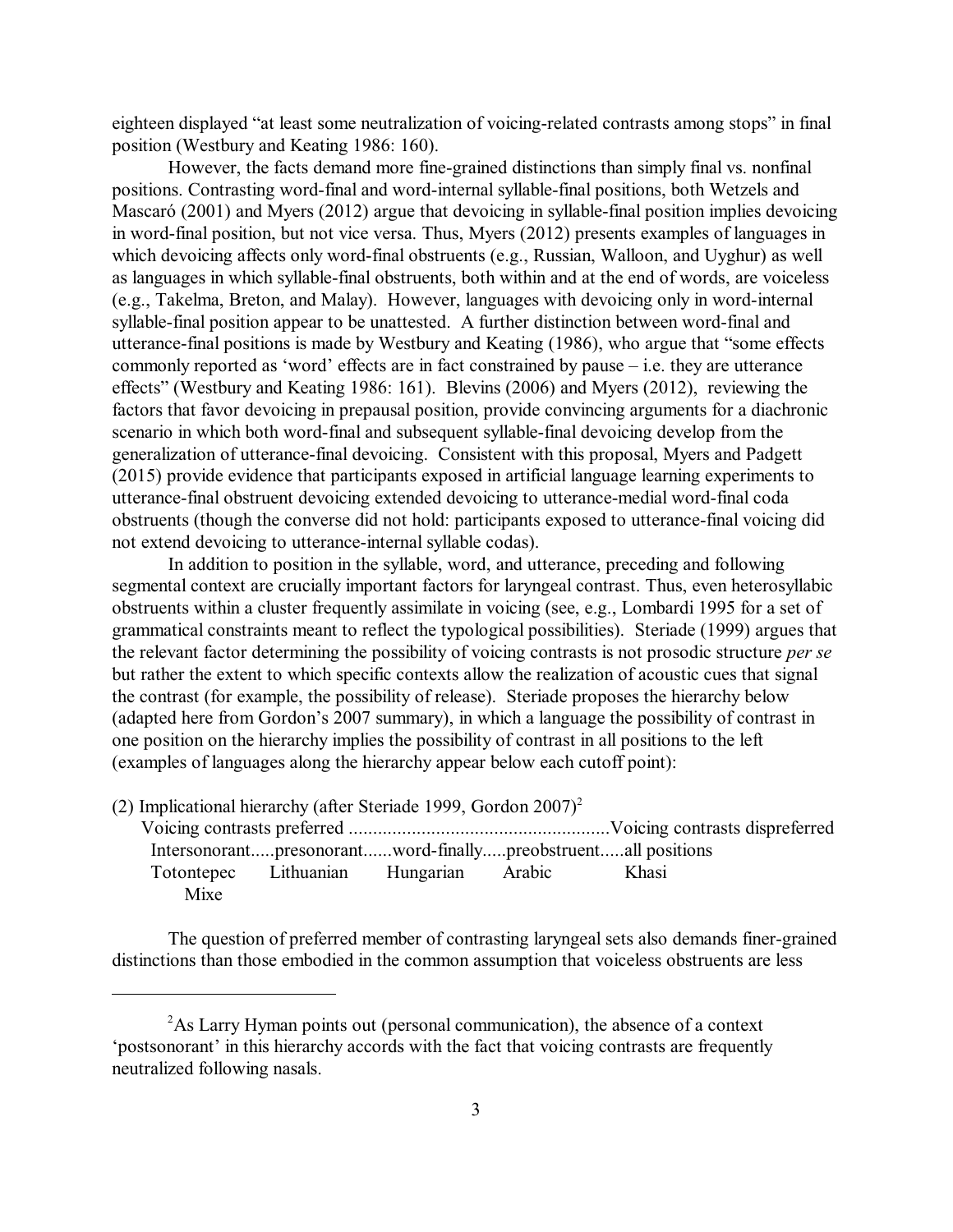eighteen displayed "at least some neutralization of voicing-related contrasts among stops" in final position (Westbury and Keating 1986: 160).

However, the facts demand more fine-grained distinctions than simply final vs. nonfinal positions. Contrasting word-final and word-internal syllable-final positions, both Wetzels and Mascaró (2001) and Myers (2012) argue that devoicing in syllable-final position implies devoicing in word-final position, but not vice versa. Thus, Myers (2012) presents examples of languages in which devoicing affects only word-final obstruents (e.g., Russian, Walloon, and Uyghur) as well as languages in which syllable-final obstruents, both within and at the end of words, are voiceless (e.g., Takelma, Breton, and Malay). However, languages with devoicing only in word-internal syllable-final position appear to be unattested. A further distinction between word-final and utterance-final positions is made by Westbury and Keating (1986), who argue that "some effects commonly reported as 'word' effects are in fact constrained by pause – i.e. they are utterance effects" (Westbury and Keating 1986: 161). Blevins (2006) and Myers (2012), reviewing the factors that favor devoicing in prepausal position, provide convincing arguments for a diachronic scenario in which both word-final and subsequent syllable-final devoicing develop from the generalization of utterance-final devoicing. Consistent with this proposal, Myers and Padgett (2015) provide evidence that participants exposed in artificial language learning experiments to utterance-final obstruent devoicing extended devoicing to utterance-medial word-final coda obstruents (though the converse did not hold: participants exposed to utterance-final voicing did not extend devoicing to utterance-internal syllable codas).

In addition to position in the syllable, word, and utterance, preceding and following segmental context are crucially important factors for laryngeal contrast. Thus, even heterosyllabic obstruents within a cluster frequently assimilate in voicing (see, e.g., Lombardi 1995 for a set of grammatical constraints meant to reflect the typological possibilities). Steriade (1999) argues that the relevant factor determining the possibility of voicing contrasts is not prosodic structure *per se* but rather the extent to which specific contexts allow the realization of acoustic cues that signal the contrast (for example, the possibility of release). Steriade proposes the hierarchy below (adapted here from Gordon's 2007 summary), in which a language the possibility of contrast in one position on the hierarchy implies the possibility of contrast in all positions to the left (examples of languages along the hierarchy appear below each cutoff point):

(2) Implicational hierarchy (after Steriade 1999, Gordon 2007)[2]

Voicing contrasts preferred ...................................................Voicing contrasts dispreferred

| Intersonorant | presonorant | word-finally | preobstruent | all positions |
|---|---|---|---|---|
| Totontepec Mixe | Lithuanian | Hungarian | Arabic | Khasi |

The question of preferred member of contrasting laryngeal sets also demands finer-grained distinctions than those embodied in the common assumption that voiceless obstruents are less

[2] As Larry Hyman points out (personal communication), the absence of a context 'postsonorant' in this hierarchy accords with the fact that voicing contrasts are frequently neutralized following nasals.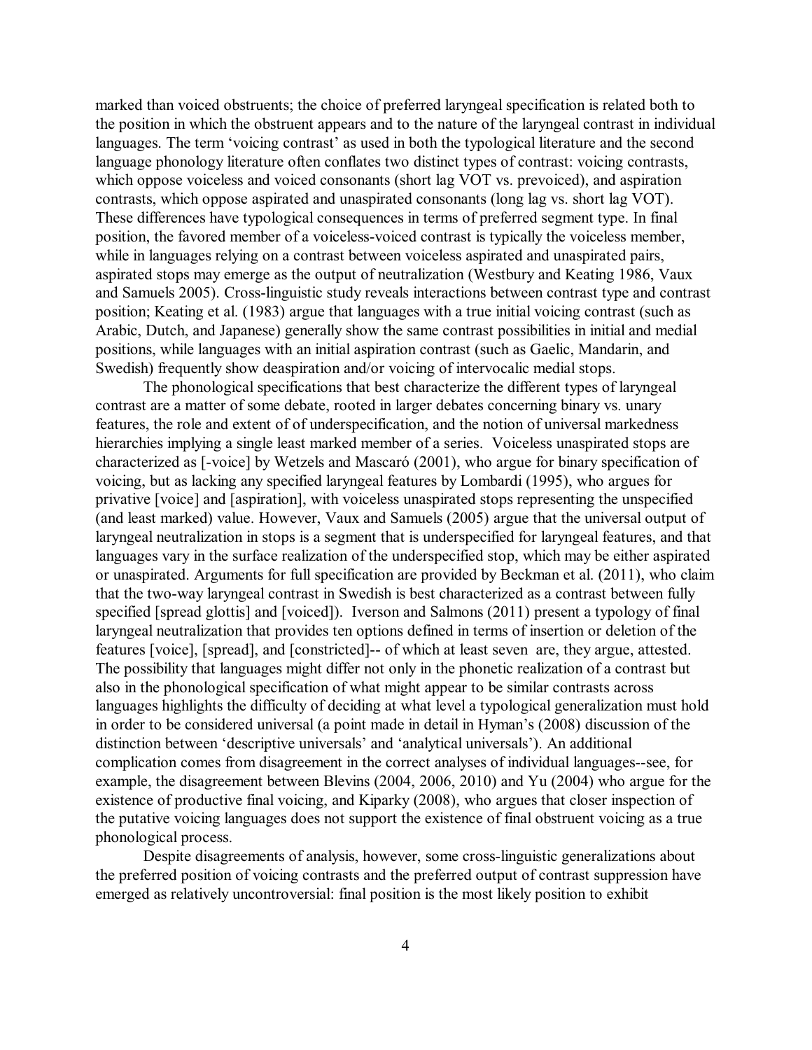marked than voiced obstruents; the choice of preferred laryngeal specification is related both to the position in which the obstruent appears and to the nature of the laryngeal contrast in individual languages. The term 'voicing contrast' as used in both the typological literature and the second language phonology literature often conflates two distinct types of contrast: voicing contrasts, which oppose voiceless and voiced consonants (short lag VOT vs. prevoiced), and aspiration contrasts, which oppose aspirated and unaspirated consonants (long lag vs. short lag VOT). These differences have typological consequences in terms of preferred segment type. In final position, the favored member of a voiceless-voiced contrast is typically the voiceless member, while in languages relying on a contrast between voiceless aspirated and unaspirated pairs, aspirated stops may emerge as the output of neutralization (Westbury and Keating 1986, Vaux and Samuels 2005). Cross-linguistic study reveals interactions between contrast type and contrast position; Keating et al. (1983) argue that languages with a true initial voicing contrast (such as Arabic, Dutch, and Japanese) generally show the same contrast possibilities in initial and medial positions, while languages with an initial aspiration contrast (such as Gaelic, Mandarin, and Swedish) frequently show deaspiration and/or voicing of intervocalic medial stops.

The phonological specifications that best characterize the different types of laryngeal contrast are a matter of some debate, rooted in larger debates concerning binary vs. unary features, the role and extent of of underspecification, and the notion of universal markedness hierarchies implying a single least marked member of a series. Voiceless unaspirated stops are characterized as [-voice] by Wetzels and Mascaró (2001), who argue for binary specification of voicing, but as lacking any specified laryngeal features by Lombardi (1995), who argues for privative [voice] and [aspiration], with voiceless unaspirated stops representing the unspecified (and least marked) value. However, Vaux and Samuels (2005) argue that the universal output of laryngeal neutralization in stops is a segment that is underspecified for laryngeal features, and that languages vary in the surface realization of the underspecified stop, which may be either aspirated or unaspirated. Arguments for full specification are provided by Beckman et al. (2011), who claim that the two-way laryngeal contrast in Swedish is best characterized as a contrast between fully specified [spread glottis] and [voiced]). Iverson and Salmons (2011) present a typology of final laryngeal neutralization that provides ten options defined in terms of insertion or deletion of the features [voice], [spread], and [constricted]-- of which at least seven are, they argue, attested. The possibility that languages might differ not only in the phonetic realization of a contrast but also in the phonological specification of what might appear to be similar contrasts across languages highlights the difficulty of deciding at what level a typological generalization must hold in order to be considered universal (a point made in detail in Hyman's (2008) discussion of the distinction between 'descriptive universals' and 'analytical universals'). An additional complication comes from disagreement in the correct analyses of individual languages--see, for example, the disagreement between Blevins (2004, 2006, 2010) and Yu (2004) who argue for the existence of productive final voicing, and Kiparky (2008), who argues that closer inspection of the putative voicing languages does not support the existence of final obstruent voicing as a true phonological process.

Despite disagreements of analysis, however, some cross-linguistic generalizations about the preferred position of voicing contrasts and the preferred output of contrast suppression have emerged as relatively uncontroversial: final position is the most likely position to exhibit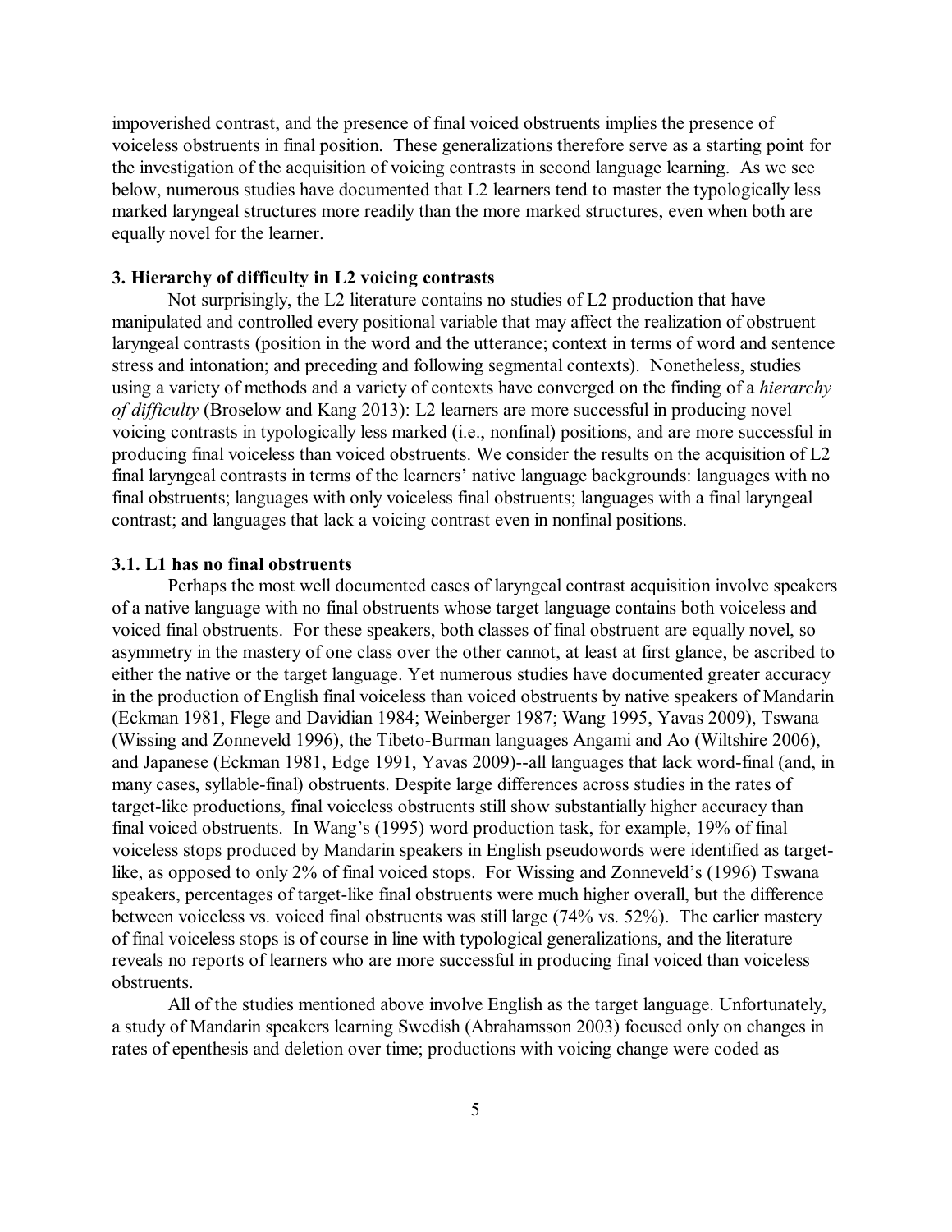impoverished contrast, and the presence of final voiced obstruents implies the presence of voiceless obstruents in final position. These generalizations therefore serve as a starting point for the investigation of the acquisition of voicing contrasts in second language learning. As we see below, numerous studies have documented that L2 learners tend to master the typologically less marked laryngeal structures more readily than the more marked structures, even when both are equally novel for the learner.

## 3. Hierarchy of difficulty in L2 voicing contrasts

Not surprisingly, the L2 literature contains no studies of L2 production that have manipulated and controlled every positional variable that may affect the realization of obstruent laryngeal contrasts (position in the word and the utterance; context in terms of word and sentence stress and intonation; and preceding and following segmental contexts). Nonetheless, studies using a variety of methods and a variety of contexts have converged on the finding of a *hierarchy of difficulty* (Broselow and Kang 2013): L2 learners are more successful in producing novel voicing contrasts in typologically less marked (i.e., nonfinal) positions, and are more successful in producing final voiceless than voiced obstruents. We consider the results on the acquisition of L2 final laryngeal contrasts in terms of the learners' native language backgrounds: languages with no final obstruents; languages with only voiceless final obstruents; languages with a final laryngeal contrast; and languages that lack a voicing contrast even in nonfinal positions.

### 3.1. L1 has no final obstruents

Perhaps the most well documented cases of laryngeal contrast acquisition involve speakers of a native language with no final obstruents whose target language contains both voiceless and voiced final obstruents. For these speakers, both classes of final obstruent are equally novel, so asymmetry in the mastery of one class over the other cannot, at least at first glance, be ascribed to either the native or the target language. Yet numerous studies have documented greater accuracy in the production of English final voiceless than voiced obstruents by native speakers of Mandarin (Eckman 1981, Flege and Davidian 1984; Weinberger 1987; Wang 1995, Yavas 2009), Tswana (Wissing and Zonneveld 1996), the Tibeto-Burman languages Angami and Ao (Wiltshire 2006), and Japanese (Eckman 1981, Edge 1991, Yavas 2009)--all languages that lack word-final (and, in many cases, syllable-final) obstruents. Despite large differences across studies in the rates of target-like productions, final voiceless obstruents still show substantially higher accuracy than final voiced obstruents. In Wang's (1995) word production task, for example, 19% of final voiceless stops produced by Mandarin speakers in English pseudowords were identified as target-like, as opposed to only 2% of final voiced stops. For Wissing and Zonneveld's (1996) Tswana speakers, percentages of target-like final obstruents were much higher overall, but the difference between voiceless vs. voiced final obstruents was still large (74% vs. 52%). The earlier mastery of final voiceless stops is of course in line with typological generalizations, and the literature reveals no reports of learners who are more successful in producing final voiced than voiceless obstruents.

All of the studies mentioned above involve English as the target language. Unfortunately, a study of Mandarin speakers learning Swedish (Abrahamsson 2003) focused only on changes in rates of epenthesis and deletion over time; productions with voicing change were coded as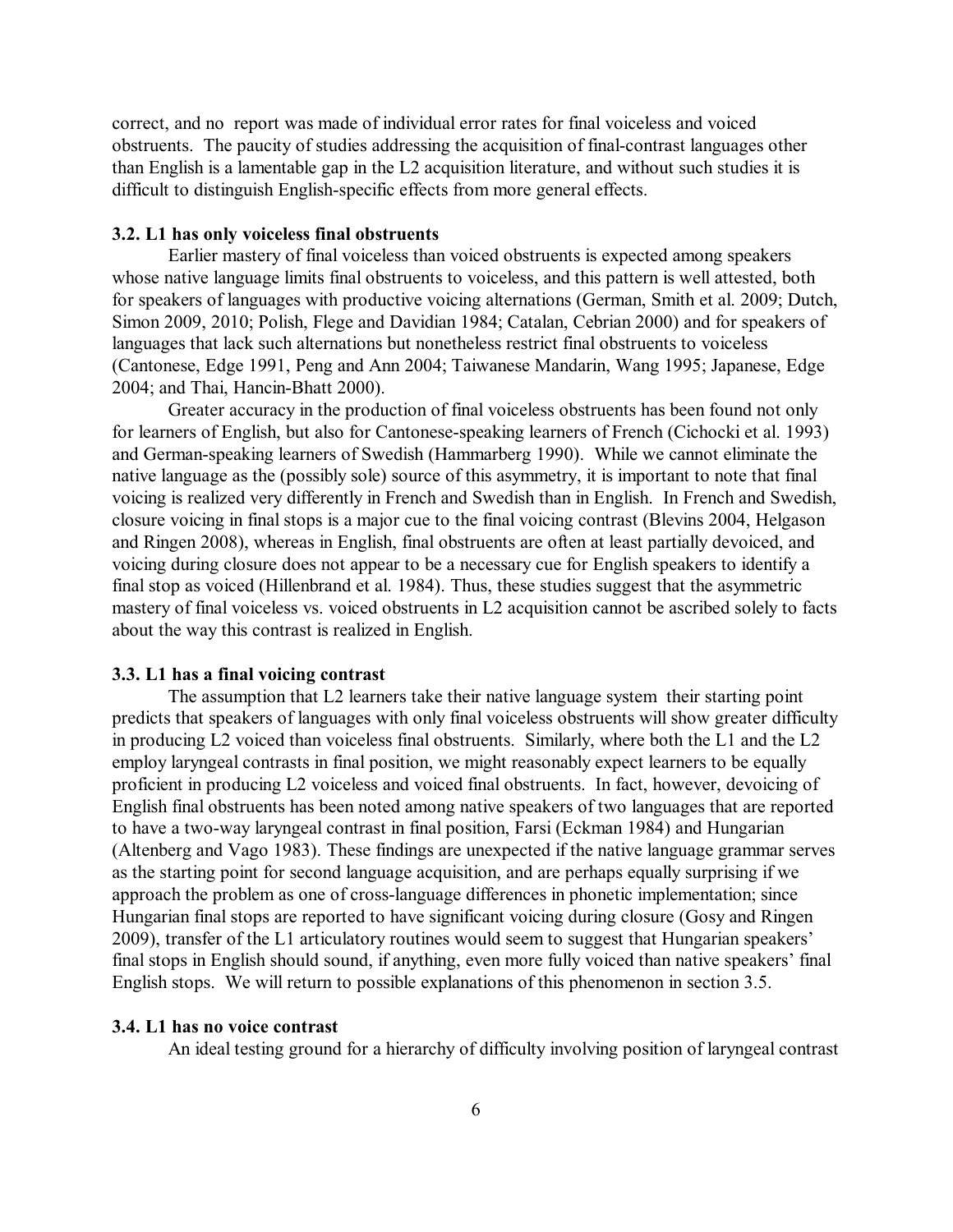correct, and no report was made of individual error rates for final voiceless and voiced obstruents. The paucity of studies addressing the acquisition of final-contrast languages other than English is a lamentable gap in the L2 acquisition literature, and without such studies it is difficult to distinguish English-specific effects from more general effects.

### 3.2. L1 has only voiceless final obstruents

Earlier mastery of final voiceless than voiced obstruents is expected among speakers whose native language limits final obstruents to voiceless, and this pattern is well attested, both for speakers of languages with productive voicing alternations (German, Smith et al. 2009; Dutch, Simon 2009, 2010; Polish, Flege and Davidian 1984; Catalan, Cebrian 2000) and for speakers of languages that lack such alternations but nonetheless restrict final obstruents to voiceless (Cantonese, Edge 1991, Peng and Ann 2004; Taiwanese Mandarin, Wang 1995; Japanese, Edge 2004; and Thai, Hancin-Bhatt 2000).

Greater accuracy in the production of final voiceless obstruents has been found not only for learners of English, but also for Cantonese-speaking learners of French (Cichocki et al. 1993) and German-speaking learners of Swedish (Hammarberg 1990). While we cannot eliminate the native language as the (possibly sole) source of this asymmetry, it is important to note that final voicing is realized very differently in French and Swedish than in English. In French and Swedish, closure voicing in final stops is a major cue to the final voicing contrast (Blevins 2004, Helgason and Ringen 2008), whereas in English, final obstruents are often at least partially devoiced, and voicing during closure does not appear to be a necessary cue for English speakers to identify a final stop as voiced (Hillenbrand et al. 1984). Thus, these studies suggest that the asymmetric mastery of final voiceless vs. voiced obstruents in L2 acquisition cannot be ascribed solely to facts about the way this contrast is realized in English.

### 3.3. L1 has a final voicing contrast

The assumption that L2 learners take their native language system their starting point predicts that speakers of languages with only final voiceless obstruents will show greater difficulty in producing L2 voiced than voiceless final obstruents. Similarly, where both the L1 and the L2 employ laryngeal contrasts in final position, we might reasonably expect learners to be equally proficient in producing L2 voiceless and voiced final obstruents. In fact, however, devoicing of English final obstruents has been noted among native speakers of two languages that are reported to have a two-way laryngeal contrast in final position, Farsi (Eckman 1984) and Hungarian (Altenberg and Vago 1983). These findings are unexpected if the native language grammar serves as the starting point for second language acquisition, and are perhaps equally surprising if we approach the problem as one of cross-language differences in phonetic implementation; since Hungarian final stops are reported to have significant voicing during closure (Gosy and Ringen 2009), transfer of the L1 articulatory routines would seem to suggest that Hungarian speakers' final stops in English should sound, if anything, even more fully voiced than native speakers' final English stops. We will return to possible explanations of this phenomenon in section 3.5.

### 3.4. L1 has no voice contrast

An ideal testing ground for a hierarchy of difficulty involving position of laryngeal contrast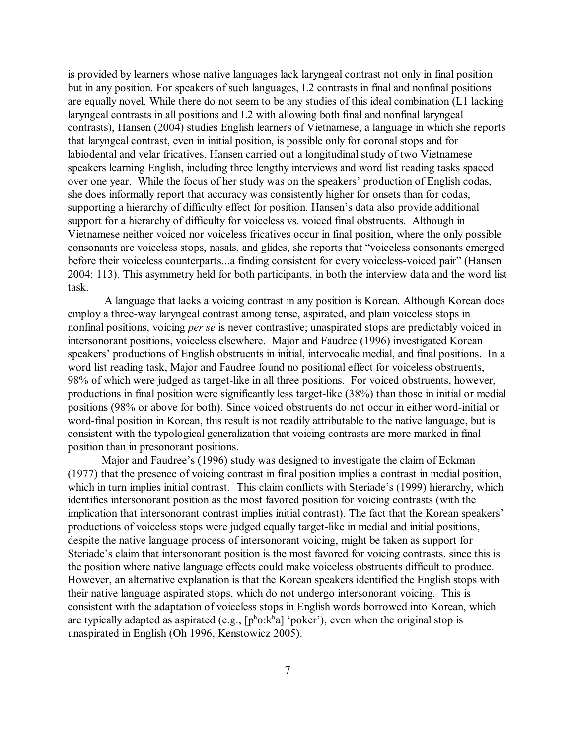is provided by learners whose native languages lack laryngeal contrast not only in final position but in any position. For speakers of such languages, L2 contrasts in final and nonfinal positions are equally novel. While there do not seem to be any studies of this ideal combination (L1 lacking laryngeal contrasts in all positions and L2 with allowing both final and nonfinal laryngeal contrasts), Hansen (2004) studies English learners of Vietnamese, a language in which she reports that laryngeal contrast, even in initial position, is possible only for coronal stops and for labiodental and velar fricatives. Hansen carried out a longitudinal study of two Vietnamese speakers learning English, including three lengthy interviews and word list reading tasks spaced over one year. While the focus of her study was on the speakers' production of English codas, she does informally report that accuracy was consistently higher for onsets than for codas, supporting a hierarchy of difficulty effect for position. Hansen's data also provide additional support for a hierarchy of difficulty for voiceless vs. voiced final obstruents. Although in Vietnamese neither voiced nor voiceless fricatives occur in final position, where the only possible consonants are voiceless stops, nasals, and glides, she reports that "voiceless consonants emerged before their voiceless counterparts...a finding consistent for every voiceless-voiced pair" (Hansen 2004: 113). This asymmetry held for both participants, in both the interview data and the word list task.

A language that lacks a voicing contrast in any position is Korean. Although Korean does employ a three-way laryngeal contrast among tense, aspirated, and plain voiceless stops in nonfinal positions, voicing *per se* is never contrastive; unaspirated stops are predictably voiced in intersonorant positions, voiceless elsewhere. Major and Faudree (1996) investigated Korean speakers' productions of English obstruents in initial, intervocalic medial, and final positions. In a word list reading task, Major and Faudree found no positional effect for voiceless obstruents, 98% of which were judged as target-like in all three positions. For voiced obstruents, however, productions in final position were significantly less target-like (38%) than those in initial or medial positions (98% or above for both). Since voiced obstruents do not occur in either word-initial or word-final position in Korean, this result is not readily attributable to the native language, but is consistent with the typological generalization that voicing contrasts are more marked in final position than in presonorant positions.

Major and Faudree's (1996) study was designed to investigate the claim of Eckman (1977) that the presence of voicing contrast in final position implies a contrast in medial position, which in turn implies initial contrast. This claim conflicts with Steriade's (1999) hierarchy, which identifies intersonorant position as the most favored position for voicing contrasts (with the implication that intersonorant contrast implies initial contrast). The fact that the Korean speakers' productions of voiceless stops were judged equally target-like in medial and initial positions, despite the native language process of intersonorant voicing, might be taken as support for Steriade's claim that intersonorant position is the most favored for voicing contrasts, since this is the position where native language effects could make voiceless obstruents difficult to produce. However, an alternative explanation is that the Korean speakers identified the English stops with their native language aspirated stops, which do not undergo intersonorant voicing. This is consistent with the adaptation of voiceless stops in English words borrowed into Korean, which are typically adapted as aspirated (e.g., [pʰo:kʰa] 'poker'), even when the original stop is unaspirated in English (Oh 1996, Kenstowicz 2005).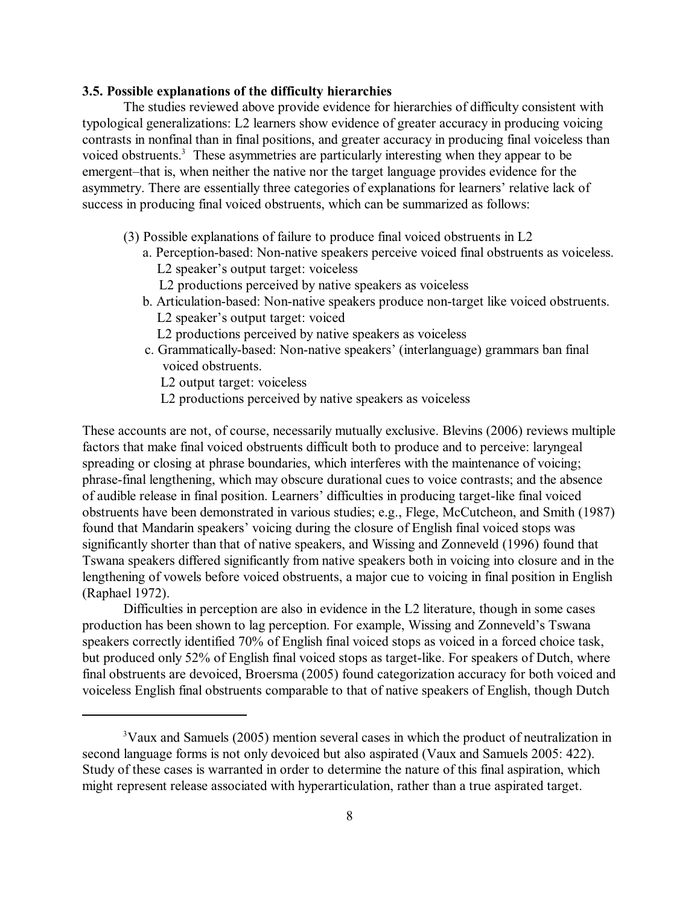### 3.5. Possible explanations of the difficulty hierarchies

The studies reviewed above provide evidence for hierarchies of difficulty consistent with typological generalizations: L2 learners show evidence of greater accuracy in producing voicing contrasts in nonfinal than in final positions, and greater accuracy in producing final voiceless than voiced obstruents.[3] These asymmetries are particularly interesting when they appear to be emergent–that is, when neither the native nor the target language provides evidence for the asymmetry. There are essentially three categories of explanations for learners' relative lack of success in producing final voiced obstruents, which can be summarized as follows:

(3) Possible explanations of failure to produce final voiced obstruents in L2

a. Perception-based: Non-native speakers perceive voiced final obstruents as voiceless.
   L2 speaker's output target: voiceless
   L2 productions perceived by native speakers as voiceless

b. Articulation-based: Non-native speakers produce non-target like voiced obstruents.
   L2 speaker's output target: voiced
   L2 productions perceived by native speakers as voiceless

c. Grammatically-based: Non-native speakers' (interlanguage) grammars ban final voiced obstruents.
   L2 output target: voiceless
   L2 productions perceived by native speakers as voiceless

These accounts are not, of course, necessarily mutually exclusive. Blevins (2006) reviews multiple factors that make final voiced obstruents difficult both to produce and to perceive: laryngeal spreading or closing at phrase boundaries, which interferes with the maintenance of voicing; phrase-final lengthening, which may obscure durational cues to voice contrasts; and the absence of audible release in final position. Learners' difficulties in producing target-like final voiced obstruents have been demonstrated in various studies; e.g., Flege, McCutcheon, and Smith (1987) found that Mandarin speakers' voicing during the closure of English final voiced stops was significantly shorter than that of native speakers, and Wissing and Zonneveld (1996) found that Tswana speakers differed significantly from native speakers both in voicing into closure and in the lengthening of vowels before voiced obstruents, a major cue to voicing in final position in English (Raphael 1972).

Difficulties in perception are also in evidence in the L2 literature, though in some cases production has been shown to lag perception. For example, Wissing and Zonneveld's Tswana speakers correctly identified 70% of English final voiced stops as voiced in a forced choice task, but produced only 52% of English final voiced stops as target-like. For speakers of Dutch, where final obstruents are devoiced, Broersma (2005) found categorization accuracy for both voiced and voiceless English final obstruents comparable to that of native speakers of English, though Dutch

[3] Vaux and Samuels (2005) mention several cases in which the product of neutralization in second language forms is not only devoiced but also aspirated (Vaux and Samuels 2005: 422). Study of these cases is warranted in order to determine the nature of this final aspiration, which might represent release associated with hyperarticulation, rather than a true aspirated target.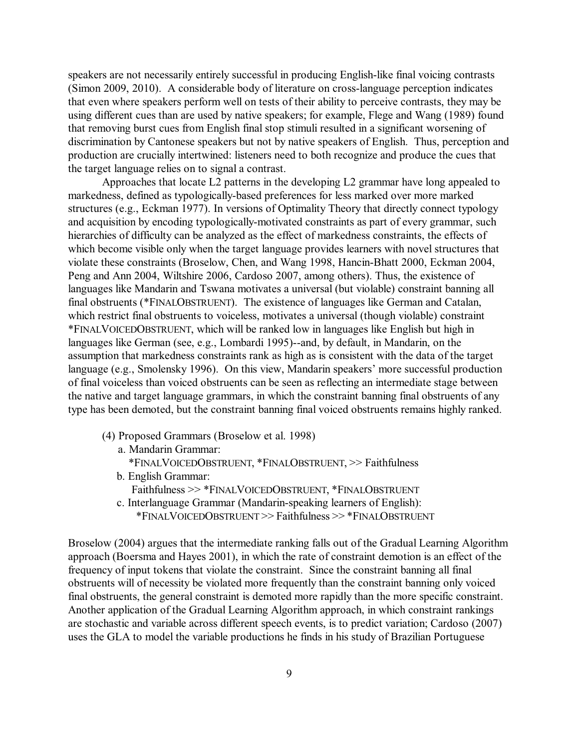speakers are not necessarily entirely successful in producing English-like final voicing contrasts (Simon 2009, 2010). A considerable body of literature on cross-language perception indicates that even where speakers perform well on tests of their ability to perceive contrasts, they may be using different cues than are used by native speakers; for example, Flege and Wang (1989) found that removing burst cues from English final stop stimuli resulted in a significant worsening of discrimination by Cantonese speakers but not by native speakers of English. Thus, perception and production are crucially intertwined: listeners need to both recognize and produce the cues that the target language relies on to signal a contrast.

Approaches that locate L2 patterns in the developing L2 grammar have long appealed to markedness, defined as typologically-based preferences for less marked over more marked structures (e.g., Eckman 1977). In versions of Optimality Theory that directly connect typology and acquisition by encoding typologically-motivated constraints as part of every grammar, such hierarchies of difficulty can be analyzed as the effect of markedness constraints, the effects of which become visible only when the target language provides learners with novel structures that violate these constraints (Broselow, Chen, and Wang 1998, Hancin-Bhatt 2000, Eckman 2004, Peng and Ann 2004, Wiltshire 2006, Cardoso 2007, among others). Thus, the existence of languages like Mandarin and Tswana motivates a universal (but violable) constraint banning all final obstruents (*FINALOBSTRUENT). The existence of languages like German and Catalan, which restrict final obstruents to voiceless, motivates a universal (though violable) constraint *FINALVOICEDOBSTRUENT, which will be ranked low in languages like English but high in languages like German (see, e.g., Lombardi 1995)--and, by default, in Mandarin, on the assumption that markedness constraints rank as high as is consistent with the data of the target language (e.g., Smolensky 1996). On this view, Mandarin speakers' more successful production of final voiceless than voiced obstruents can be seen as reflecting an intermediate stage between the native and target language grammars, in which the constraint banning final obstruents of any type has been demoted, but the constraint banning final voiced obstruents remains highly ranked.

(4) Proposed Grammars (Broselow et al. 1998)

a. Mandarin Grammar:
*FINALVOICEDOBSTRUENT, *FINALOBSTRUENT, >> Faithfulness

b. English Grammar:
Faithfulness >> *FINALVOICEDOBSTRUENT, *FINALOBSTRUENT

c. Interlanguage Grammar (Mandarin-speaking learners of English):
*FINALVOICEDOBSTRUENT >> Faithfulness >> *FINALOBSTRUENT

Broselow (2004) argues that the intermediate ranking falls out of the Gradual Learning Algorithm approach (Boersma and Hayes 2001), in which the rate of constraint demotion is an effect of the frequency of input tokens that violate the constraint. Since the constraint banning all final obstruents will of necessity be violated more frequently than the constraint banning only voiced final obstruents, the general constraint is demoted more rapidly than the more specific constraint. Another application of the Gradual Learning Algorithm approach, in which constraint rankings are stochastic and variable across different speech events, is to predict variation; Cardoso (2007) uses the GLA to model the variable productions he finds in his study of Brazilian Portuguese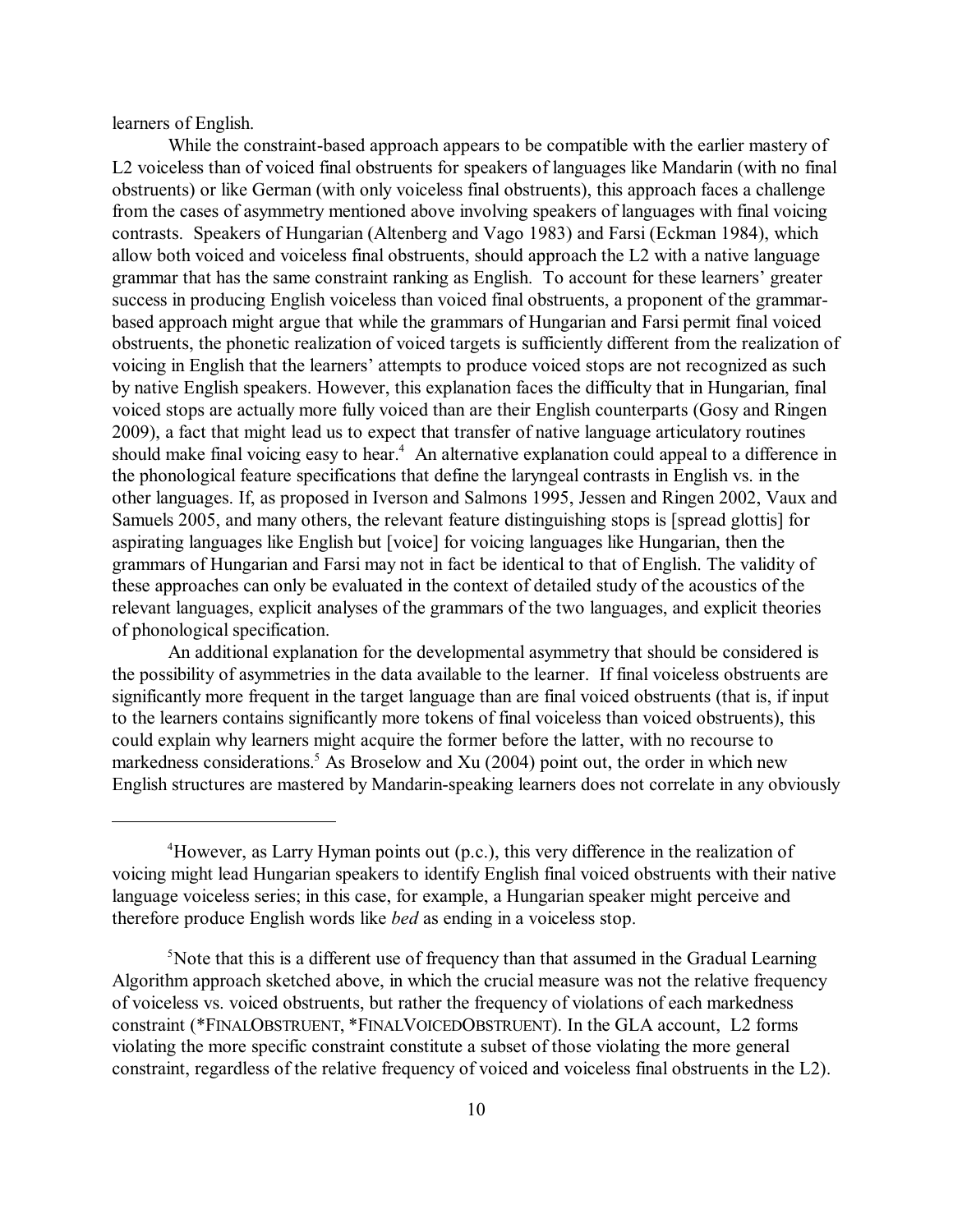learners of English.

While the constraint-based approach appears to be compatible with the earlier mastery of L2 voiceless than of voiced final obstruents for speakers of languages like Mandarin (with no final obstruents) or like German (with only voiceless final obstruents), this approach faces a challenge from the cases of asymmetry mentioned above involving speakers of languages with final voicing contrasts. Speakers of Hungarian (Altenberg and Vago 1983) and Farsi (Eckman 1984), which allow both voiced and voiceless final obstruents, should approach the L2 with a native language grammar that has the same constraint ranking as English. To account for these learners' greater success in producing English voiceless than voiced final obstruents, a proponent of the grammar-based approach might argue that while the grammars of Hungarian and Farsi permit final voiced obstruents, the phonetic realization of voiced targets is sufficiently different from the realization of voicing in English that the learners' attempts to produce voiced stops are not recognized as such by native English speakers. However, this explanation faces the difficulty that in Hungarian, final voiced stops are actually more fully voiced than are their English counterparts (Gosy and Ringen 2009), a fact that might lead us to expect that transfer of native language articulatory routines should make final voicing easy to hear.[4] An alternative explanation could appeal to a difference in the phonological feature specifications that define the laryngeal contrasts in English vs. in the other languages. If, as proposed in Iverson and Salmons 1995, Jessen and Ringen 2002, Vaux and Samuels 2005, and many others, the relevant feature distinguishing stops is [spread glottis] for aspirating languages like English but [voice] for voicing languages like Hungarian, then the grammars of Hungarian and Farsi may not in fact be identical to that of English. The validity of these approaches can only be evaluated in the context of detailed study of the acoustics of the relevant languages, explicit analyses of the grammars of the two languages, and explicit theories of phonological specification.

An additional explanation for the developmental asymmetry that should be considered is the possibility of asymmetries in the data available to the learner. If final voiceless obstruents are significantly more frequent in the target language than are final voiced obstruents (that is, if input to the learners contains significantly more tokens of final voiceless than voiced obstruents), this could explain why learners might acquire the former before the latter, with no recourse to markedness considerations.[5] As Broselow and Xu (2004) point out, the order in which new English structures are mastered by Mandarin-speaking learners does not correlate in any obviously

---

[4] However, as Larry Hyman points out (p.c.), this very difference in the realization of voicing might lead Hungarian speakers to identify English final voiced obstruents with their native language voiceless series; in this case, for example, a Hungarian speaker might perceive and therefore produce English words like *bed* as ending in a voiceless stop.

[5] Note that this is a different use of frequency than that assumed in the Gradual Learning Algorithm approach sketched above, in which the crucial measure was not the relative frequency of voiceless vs. voiced obstruents, but rather the frequency of violations of each markedness constraint (*FINALOBSTRUENT, *FINALVOICEDOBSTRUENT). In the GLA account, L2 forms violating the more specific constraint constitute a subset of those violating the more general constraint, regardless of the relative frequency of voiced and voiceless final obstruents in the L2).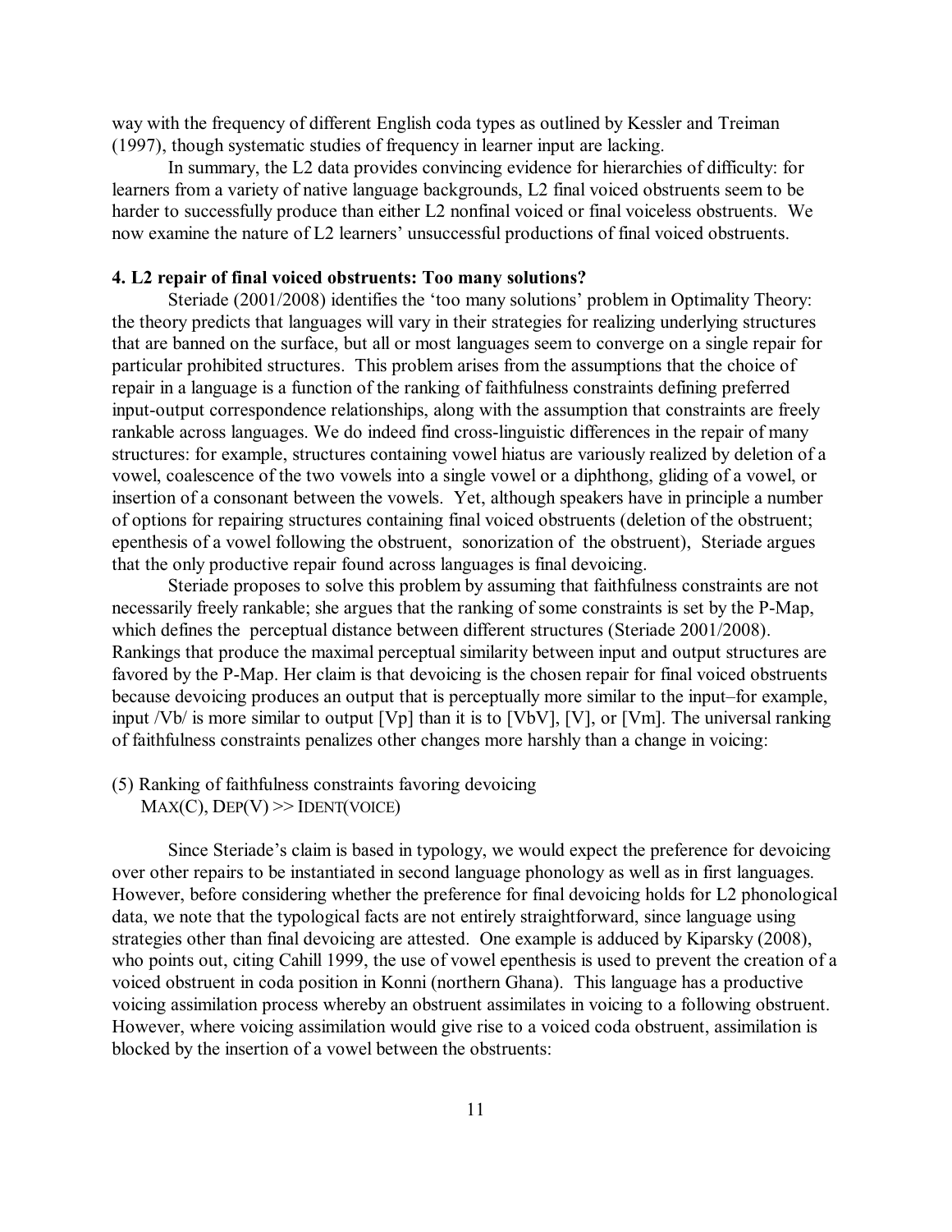way with the frequency of different English coda types as outlined by Kessler and Treiman (1997), though systematic studies of frequency in learner input are lacking.

In summary, the L2 data provides convincing evidence for hierarchies of difficulty: for learners from a variety of native language backgrounds, L2 final voiced obstruents seem to be harder to successfully produce than either L2 nonfinal voiced or final voiceless obstruents. We now examine the nature of L2 learners' unsuccessful productions of final voiced obstruents.

**4. L2 repair of final voiced obstruents: Too many solutions?**

Steriade (2001/2008) identifies the 'too many solutions' problem in Optimality Theory: the theory predicts that languages will vary in their strategies for realizing underlying structures that are banned on the surface, but all or most languages seem to converge on a single repair for particular prohibited structures. This problem arises from the assumptions that the choice of repair in a language is a function of the ranking of faithfulness constraints defining preferred input-output correspondence relationships, along with the assumption that constraints are freely rankable across languages. We do indeed find cross-linguistic differences in the repair of many structures: for example, structures containing vowel hiatus are variously realized by deletion of a vowel, coalescence of the two vowels into a single vowel or a diphthong, gliding of a vowel, or insertion of a consonant between the vowels. Yet, although speakers have in principle a number of options for repairing structures containing final voiced obstruents (deletion of the obstruent; epenthesis of a vowel following the obstruent, sonorization of the obstruent), Steriade argues that the only productive repair found across languages is final devoicing.

Steriade proposes to solve this problem by assuming that faithfulness constraints are not necessarily freely rankable; she argues that the ranking of some constraints is set by the P-Map, which defines the perceptual distance between different structures (Steriade 2001/2008). Rankings that produce the maximal perceptual similarity between input and output structures are favored by the P-Map. Her claim is that devoicing is the chosen repair for final voiced obstruents because devoicing produces an output that is perceptually more similar to the input–for example, input /Vb/ is more similar to output [Vp] than it is to [VbV], [V], or [Vm]. The universal ranking of faithfulness constraints penalizes other changes more harshly than a change in voicing:

(5) Ranking of faithfulness constraints favoring devoicing
MAX(C), DEP(V) >> IDENT(VOICE)

Since Steriade's claim is based in typology, we would expect the preference for devoicing over other repairs to be instantiated in second language phonology as well as in first languages. However, before considering whether the preference for final devoicing holds for L2 phonological data, we note that the typological facts are not entirely straightforward, since language using strategies other than final devoicing are attested. One example is adduced by Kiparsky (2008), who points out, citing Cahill 1999, the use of vowel epenthesis is used to prevent the creation of a voiced obstruent in coda position in Konni (northern Ghana). This language has a productive voicing assimilation process whereby an obstruent assimilates in voicing to a following obstruent. However, where voicing assimilation would give rise to a voiced coda obstruent, assimilation is blocked by the insertion of a vowel between the obstruents: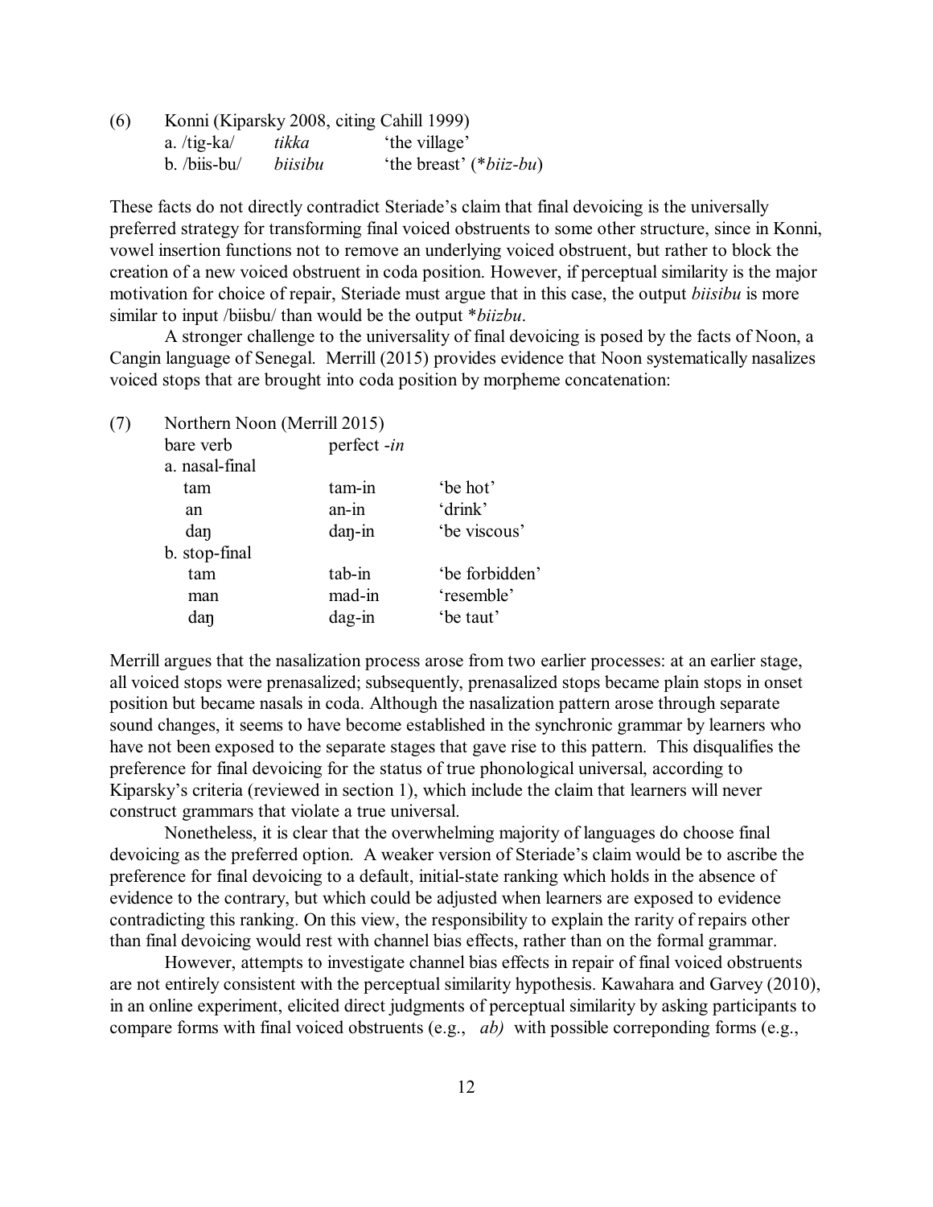(6) Konni (Kiparsky 2008, citing Cahill 1999)

| | | |
|---|---|---|
| a. /tig-ka/ | *tikka* | 'the village' |
| b. /biis-bu/ | *biisibu* | 'the breast' (**biiz-bu*) |

These facts do not directly contradict Steriade's claim that final devoicing is the universally preferred strategy for transforming final voiced obstruents to some other structure, since in Konni, vowel insertion functions not to remove an underlying voiced obstruent, but rather to block the creation of a new voiced obstruent in coda position. However, if perceptual similarity is the major motivation for choice of repair, Steriade must argue that in this case, the output *biisibu* is more similar to input /biisbu/ than would be the output **biizbu*.

A stronger challenge to the universality of final devoicing is posed by the facts of Noon, a Cangin language of Senegal. Merrill (2015) provides evidence that Noon systematically nasalizes voiced stops that are brought into coda position by morpheme concatenation:

(7) Northern Noon (Merrill 2015)

| bare verb | perfect *-in* | |
|---|---|---|
| a. nasal-final | | |
| tam | tam-in | 'be hot' |
| an | an-in | 'drink' |
| daŋ | daŋ-in | 'be viscous' |
| b. stop-final | | |
| tam | tab-in | 'be forbidden' |
| man | mad-in | 'resemble' |
| daŋ | dag-in | 'be taut' |

Merrill argues that the nasalization process arose from two earlier processes: at an earlier stage, all voiced stops were prenasalized; subsequently, prenasalized stops became plain stops in onset position but became nasals in coda. Although the nasalization pattern arose through separate sound changes, it seems to have been established in the synchronic grammar by learners who have not been exposed to the separate stages that gave rise to this pattern. This disqualifies the preference for final devoicing for the status of true phonological universal, according to Kiparsky's criteria (reviewed in section 1), which include the claim that learners will never construct grammars that violate a true universal.

Nonetheless, it is clear that the overwhelming majority of languages do choose final devoicing as the preferred option. A weaker version of Steriade's claim would be to ascribe the preference for final devoicing to a default, initial-state ranking which holds in the absence of evidence to the contrary, but which could be adjusted when learners are exposed to evidence contradicting this ranking. On this view, the responsibility to explain the rarity of repairs other than final devoicing would rest with channel bias effects, rather than on the formal grammar.

However, attempts to investigate channel bias effects in repair of final voiced obstruents are not entirely consistent with the perceptual similarity hypothesis. Kawahara and Garvey (2010), in an online experiment, elicited direct judgments of perceptual similarity by asking participants to compare forms with final voiced obstruents (e.g., *ab)* with possible correponding forms (e.g.,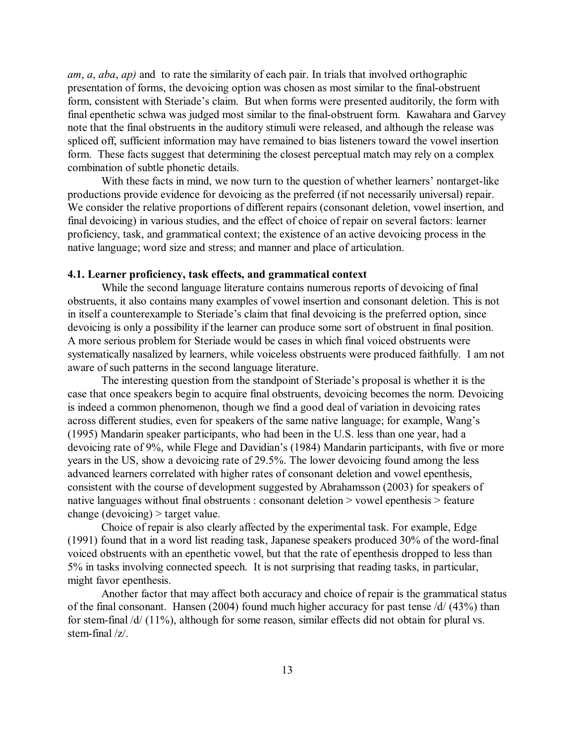*am*, *a*, *aba*, *ap)* and to rate the similarity of each pair. In trials that involved orthographic presentation of forms, the devoicing option was chosen as most similar to the final-obstruent form, consistent with Steriade's claim. But when forms were presented auditorily, the form with final epenthetic schwa was judged most similar to the final-obstruent form. Kawahara and Garvey note that the final obstruents in the auditory stimuli were released, and although the release was spliced off, sufficient information may have remained to bias listeners toward the vowel insertion form. These facts suggest that determining the closest perceptual match may rely on a complex combination of subtle phonetic details.

With these facts in mind, we now turn to the question of whether learners' nontarget-like productions provide evidence for devoicing as the preferred (if not necessarily universal) repair. We consider the relative proportions of different repairs (consonant deletion, vowel insertion, and final devoicing) in various studies, and the effect of choice of repair on several factors: learner proficiency, task, and grammatical context; the existence of an active devoicing process in the native language; word size and stress; and manner and place of articulation.

### 4.1. Learner proficiency, task effects, and grammatical context

While the second language literature contains numerous reports of devoicing of final obstruents, it also contains many examples of vowel insertion and consonant deletion. This is not in itself a counterexample to Steriade's claim that final devoicing is the preferred option, since devoicing is only a possibility if the learner can produce some sort of obstruent in final position. A more serious problem for Steriade would be cases in which final voiced obstruents were systematically nasalized by learners, while voiceless obstruents were produced faithfully. I am not aware of such patterns in the second language literature.

The interesting question from the standpoint of Steriade's proposal is whether it is the case that once speakers begin to acquire final obstruents, devoicing becomes the norm. Devoicing is indeed a common phenomenon, though we find a good deal of variation in devoicing rates across different studies, even for speakers of the same native language; for example, Wang's (1995) Mandarin speaker participants, who had been in the U.S. less than one year, had a devoicing rate of 9%, while Flege and Davidian's (1984) Mandarin participants, with five or more years in the US, show a devoicing rate of 29.5%. The lower devoicing found among the less advanced learners correlated with higher rates of consonant deletion and vowel epenthesis, consistent with the course of development suggested by Abrahamsson (2003) for speakers of native languages without final obstruents : consonant deletion > vowel epenthesis > feature change (devoicing) > target value.

Choice of repair is also clearly affected by the experimental task. For example, Edge (1991) found that in a word list reading task, Japanese speakers produced 30% of the word-final voiced obstruents with an epenthetic vowel, but that the rate of epenthesis dropped to less than 5% in tasks involving connected speech. It is not surprising that reading tasks, in particular, might favor epenthesis.

Another factor that may affect both accuracy and choice of repair is the grammatical status of the final consonant. Hansen (2004) found much higher accuracy for past tense /d/ (43%) than for stem-final /d/ (11%), although for some reason, similar effects did not obtain for plural vs. stem-final /z/.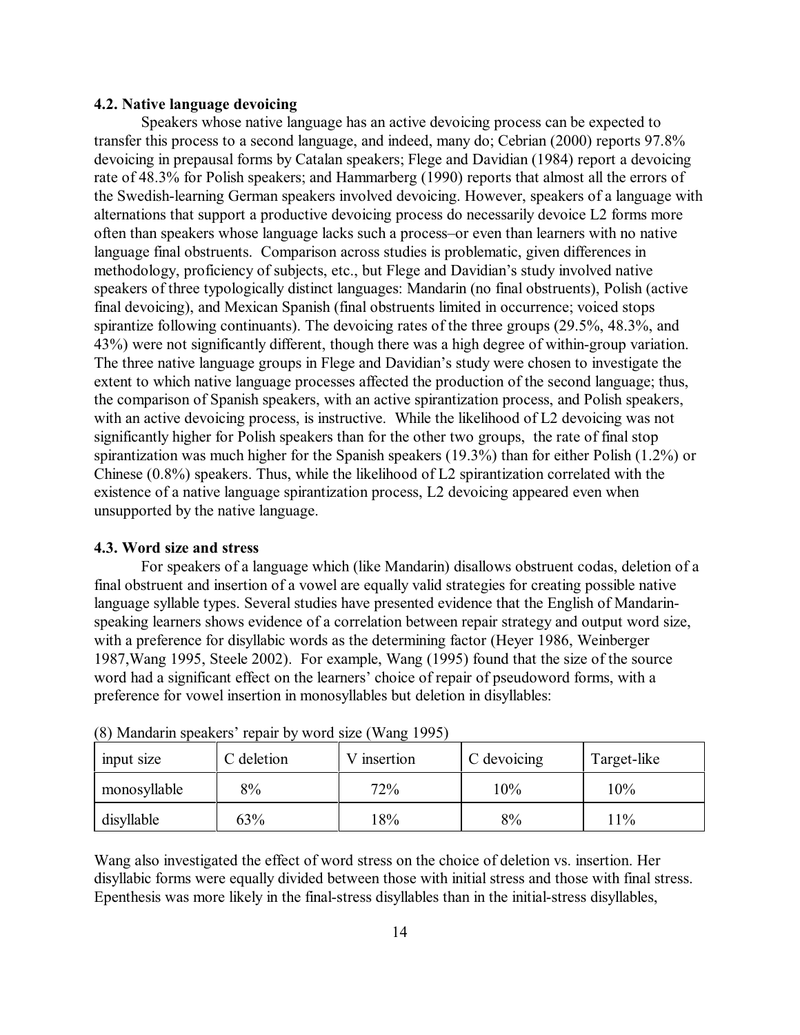### 4.2. Native language devoicing

Speakers whose native language has an active devoicing process can be expected to transfer this process to a second language, and indeed, many do; Cebrian (2000) reports 97.8% devoicing in prepausal forms by Catalan speakers; Flege and Davidian (1984) report a devoicing rate of 48.3% for Polish speakers; and Hammarberg (1990) reports that almost all the errors of the Swedish-learning German speakers involved devoicing. However, speakers of a language with alternations that support a productive devoicing process do necessarily devoice L2 forms more often than speakers whose language lacks such a process–or even than learners with no native language final obstruents. Comparison across studies is problematic, given differences in methodology, proficiency of subjects, etc., but Flege and Davidian's study involved native speakers of three typologically distinct languages: Mandarin (no final obstruents), Polish (active final devoicing), and Mexican Spanish (final obstruents limited in occurrence; voiced stops spirantize following continuants). The devoicing rates of the three groups (29.5%, 48.3%, and 43%) were not significantly different, though there was a high degree of within-group variation. The three native language groups in Flege and Davidian's study were chosen to investigate the extent to which native language processes affected the production of the second language; thus, the comparison of Spanish speakers, with an active spirantization process, and Polish speakers, with an active devoicing process, is instructive. While the likelihood of L2 devoicing was not significantly higher for Polish speakers than for the other two groups, the rate of final stop spirantization was much higher for the Spanish speakers (19.3%) than for either Polish (1.2%) or Chinese (0.8%) speakers. Thus, while the likelihood of L2 spirantization correlated with the existence of a native language spirantization process, L2 devoicing appeared even when unsupported by the native language.

### 4.3. Word size and stress

For speakers of a language which (like Mandarin) disallows obstruent codas, deletion of a final obstruent and insertion of a vowel are equally valid strategies for creating possible native language syllable types. Several studies have presented evidence that the English of Mandarin-speaking learners shows evidence of a correlation between repair strategy and output word size, with a preference for disyllabic words as the determining factor (Heyer 1986, Weinberger 1987,Wang 1995, Steele 2002). For example, Wang (1995) found that the size of the source word had a significant effect on the learners' choice of repair of pseudoword forms, with a preference for vowel insertion in monosyllables but deletion in disyllables:

(8) Mandarin speakers' repair by word size (Wang 1995)

| input size | C deletion | V insertion | C devoicing | Target-like |
|---|---|---|---|---|
| monosyllable | 8% | 72% | 10% | 10% |
| disyllable | 63% | 18% | 8% | 11% |

Wang also investigated the effect of word stress on the choice of deletion vs. insertion. Her disyllabic forms were equally divided between those with initial stress and those with final stress. Epenthesis was more likely in the final-stress disyllables than in the initial-stress disyllables,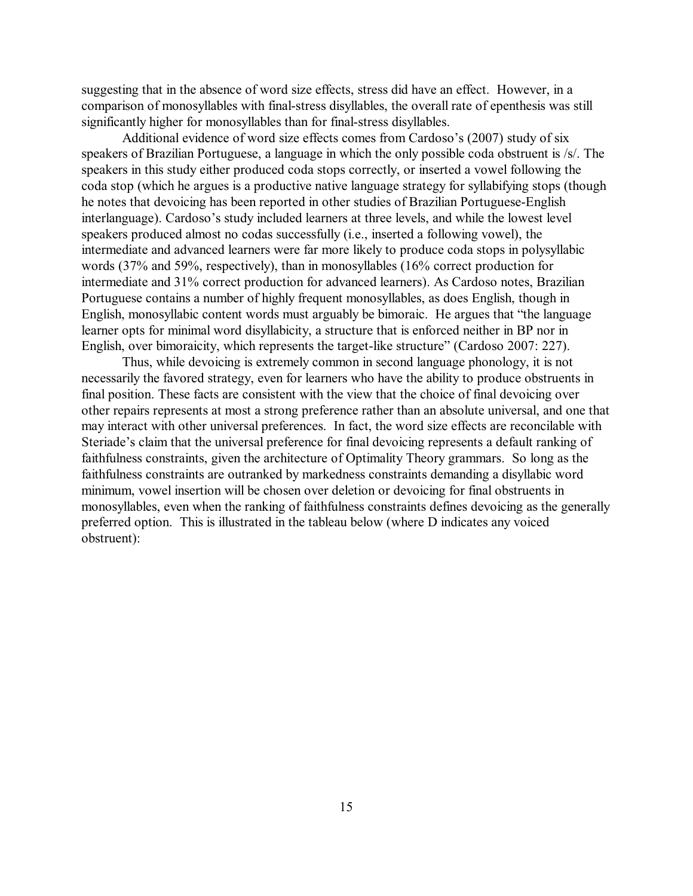suggesting that in the absence of word size effects, stress did have an effect. However, in a comparison of monosyllables with final-stress disyllables, the overall rate of epenthesis was still significantly higher for monosyllables than for final-stress disyllables.

Additional evidence of word size effects comes from Cardoso's (2007) study of six speakers of Brazilian Portuguese, a language in which the only possible coda obstruent is /s/. The speakers in this study either produced coda stops correctly, or inserted a vowel following the coda stop (which he argues is a productive native language strategy for syllabifying stops (though he notes that devoicing has been reported in other studies of Brazilian Portuguese-English interlanguage). Cardoso's study included learners at three levels, and while the lowest level speakers produced almost no codas successfully (i.e., inserted a following vowel), the intermediate and advanced learners were far more likely to produce coda stops in polysyllabic words (37% and 59%, respectively), than in monosyllables (16% correct production for intermediate and 31% correct production for advanced learners). As Cardoso notes, Brazilian Portuguese contains a number of highly frequent monosyllables, as does English, though in English, monosyllabic content words must arguably be bimoraic. He argues that "the language learner opts for minimal word disyllabicity, a structure that is enforced neither in BP nor in English, over bimoraicity, which represents the target-like structure" (Cardoso 2007: 227).

Thus, while devoicing is extremely common in second language phonology, it is not necessarily the favored strategy, even for learners who have the ability to produce obstruents in final position. These facts are consistent with the view that the choice of final devoicing over other repairs represents at most a strong preference rather than an absolute universal, and one that may interact with other universal preferences. In fact, the word size effects are reconcilable with Steriade's claim that the universal preference for final devoicing represents a default ranking of faithfulness constraints, given the architecture of Optimality Theory grammars. So long as the faithfulness constraints are outranked by markedness constraints demanding a disyllabic word minimum, vowel insertion will be chosen over deletion or devoicing for final obstruents in monosyllables, even when the ranking of faithfulness constraints defines devoicing as the generally preferred option. This is illustrated in the tableau below (where D indicates any voiced obstruent):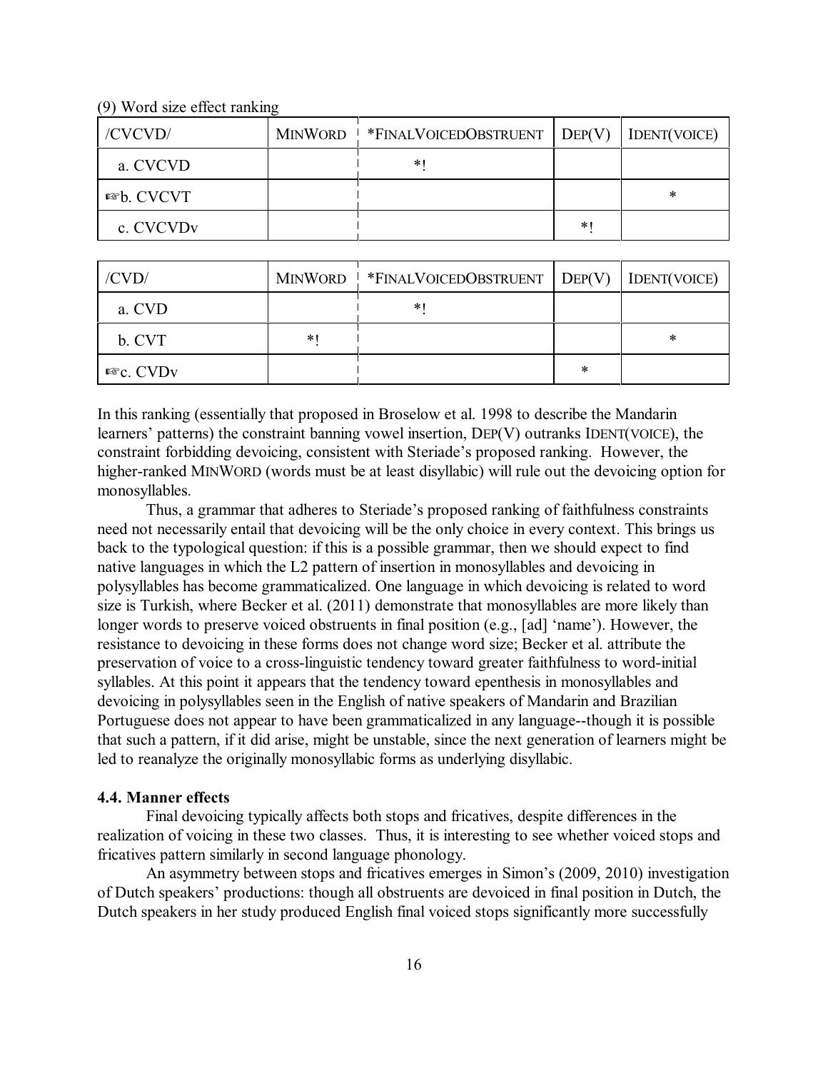(9) Word size effect ranking

| /CVCVD/ | MINWORD | *FINALVOICEDOBSTRUENT | DEP(V) | IDENT(VOICE) |
|---|---|---|---|---|
| a. CVCVD | | *! | | |
| ☞b. CVCVT | | | | * |
| c. CVCVDv | | | *! | |

| /CVD/ | MINWORD | *FINALVOICEDOBSTRUENT | DEP(V) | IDENT(VOICE) |
|---|---|---|---|---|
| a. CVD | | *! | | |
| b. CVT | *! | | | * |
| ☞c. CVDv | | | * | |

In this ranking (essentially that proposed in Broselow et al. 1998 to describe the Mandarin learners' patterns) the constraint banning vowel insertion, DEP(V) outranks IDENT(VOICE), the constraint forbidding devoicing, consistent with Steriade's proposed ranking. However, the higher-ranked MINWORD (words must be at least disyllabic) will rule out the devoicing option for monosyllables.

Thus, a grammar that adheres to Steriade's proposed ranking of faithfulness constraints need not necessarily entail that devoicing will be the only choice in every context. This brings us back to the typological question: if this is a possible grammar, then we should expect to find native languages in which the L2 pattern of insertion in monosyllables and devoicing in polysyllables has become grammaticalized. One language in which devoicing is related to word size is Turkish, where Becker et al. (2011) demonstrate that monosyllables are more likely than longer words to preserve voiced obstruents in final position (e.g., [ad] 'name'). However, the resistance to devoicing in these forms does not change word size; Becker et al. attribute the preservation of voice to a cross-linguistic tendency toward greater faithfulness to word-initial syllables. At this point it appears that the tendency toward epenthesis in monosyllables and devoicing in polysyllables seen in the English of native speakers of Mandarin and Brazilian Portuguese does not appear to have been grammaticalized in any language--though it is possible that such a pattern, if it did arise, might be unstable, since the next generation of learners might be led to reanalyze the originally monosyllabic forms as underlying disyllabic.

### 4.4. Manner effects

Final devoicing typically affects both stops and fricatives, despite differences in the realization of voicing in these two classes. Thus, it is interesting to see whether voiced stops and fricatives pattern similarly in second language phonology.

An asymmetry between stops and fricatives emerges in Simon's (2009, 2010) investigation of Dutch speakers' productions: though all obstruents are devoiced in final position in Dutch, the Dutch speakers in her study produced English final voiced stops significantly more successfully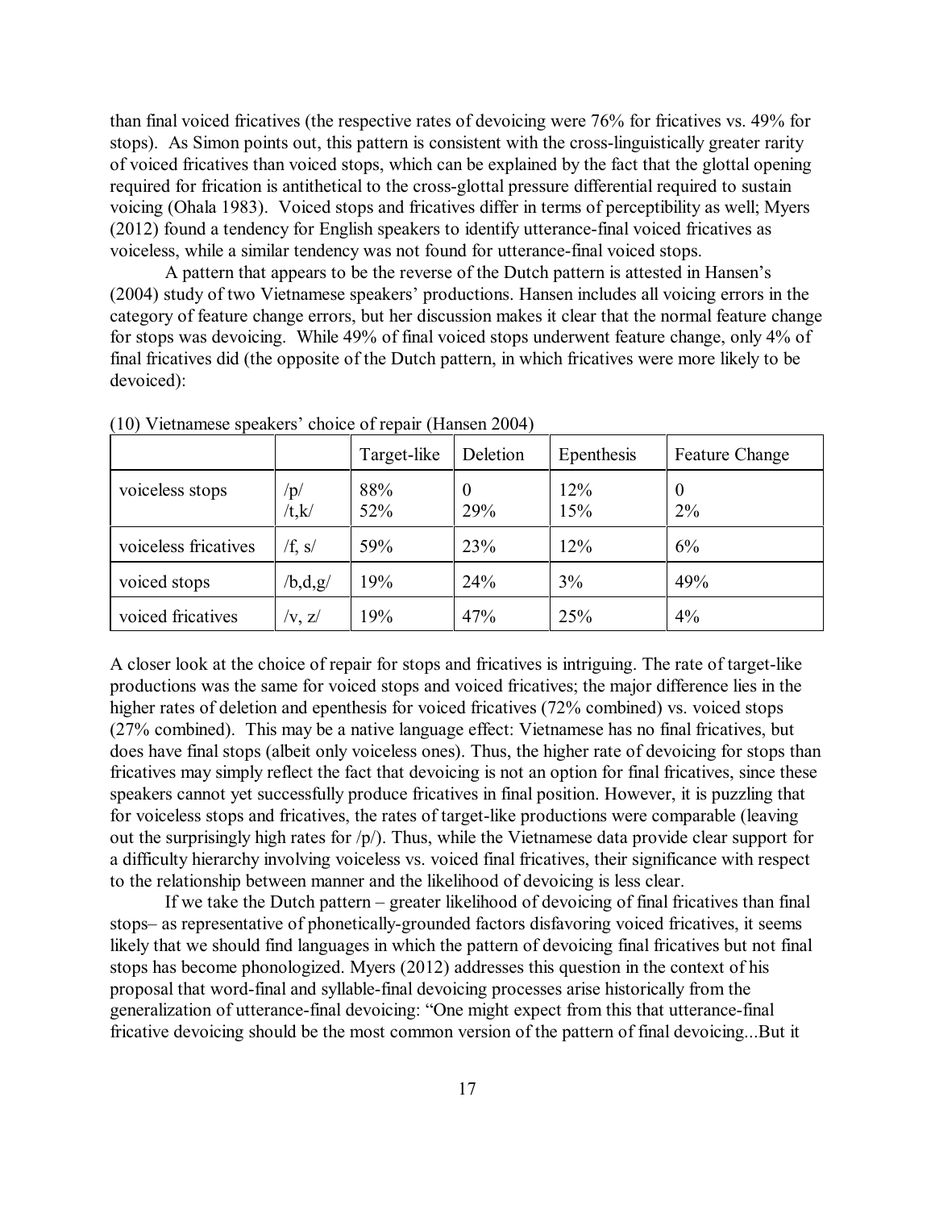than final voiced fricatives (the respective rates of devoicing were 76% for fricatives vs. 49% for stops). As Simon points out, this pattern is consistent with the cross-linguistically greater rarity of voiced fricatives than voiced stops, which can be explained by the fact that the glottal opening required for frication is antithetical to the cross-glottal pressure differential required to sustain voicing (Ohala 1983). Voiced stops and fricatives differ in terms of perceptibility as well; Myers (2012) found a tendency for English speakers to identify utterance-final voiced fricatives as voiceless, while a similar tendency was not found for utterance-final voiced stops.

A pattern that appears to be the reverse of the Dutch pattern is attested in Hansen's (2004) study of two Vietnamese speakers' productions. Hansen includes all voicing errors in the category of feature change errors, but her discussion makes it clear that the normal feature change for stops was devoicing. While 49% of final voiced stops underwent feature change, only 4% of final fricatives did (the opposite of the Dutch pattern, in which fricatives were more likely to be devoiced):

(10) Vietnamese speakers' choice of repair (Hansen 2004)

| | | Target-like | Deletion | Epenthesis | Feature Change |
|---|---|---|---|---|---|
| voiceless stops | /p/<br>/t,k/ | 88%<br>52% | 0<br>29% | 12%<br>15% | 0<br>2% |
| voiceless fricatives | /f, s/ | 59% | 23% | 12% | 6% |
| voiced stops | /b,d,g/ | 19% | 24% | 3% | 49% |
| voiced fricatives | /v, z/ | 19% | 47% | 25% | 4% |

A closer look at the choice of repair for stops and fricatives is intriguing. The rate of target-like productions was the same for voiced stops and voiced fricatives; the major difference lies in the higher rates of deletion and epenthesis for voiced fricatives (72% combined) vs. voiced stops (27% combined). This may be a native language effect: Vietnamese has no final fricatives, but does have final stops (albeit only voiceless ones). Thus, the higher rate of devoicing for stops than fricatives may simply reflect the fact that devoicing is not an option for final fricatives, since these speakers cannot yet successfully produce fricatives in final position. However, it is puzzling that for voiceless stops and fricatives, the rates of target-like productions were comparable (leaving out the surprisingly high rates for /p/). Thus, while the Vietnamese data provide clear support for a difficulty hierarchy involving voiceless vs. voiced final fricatives, their significance with respect to the relationship between manner and the likelihood of devoicing is less clear.

If we take the Dutch pattern – greater likelihood of devoicing of final fricatives than final stops– as representative of phonetically-grounded factors disfavoring voiced fricatives, it seems likely that we should find languages in which the pattern of devoicing final fricatives but not final stops has become phonologized. Myers (2012) addresses this question in the context of his proposal that word-final and syllable-final devoicing processes arise historically from the generalization of utterance-final devoicing: "One might expect from this that utterance-final fricative devoicing should be the most common version of the pattern of final devoicing...But it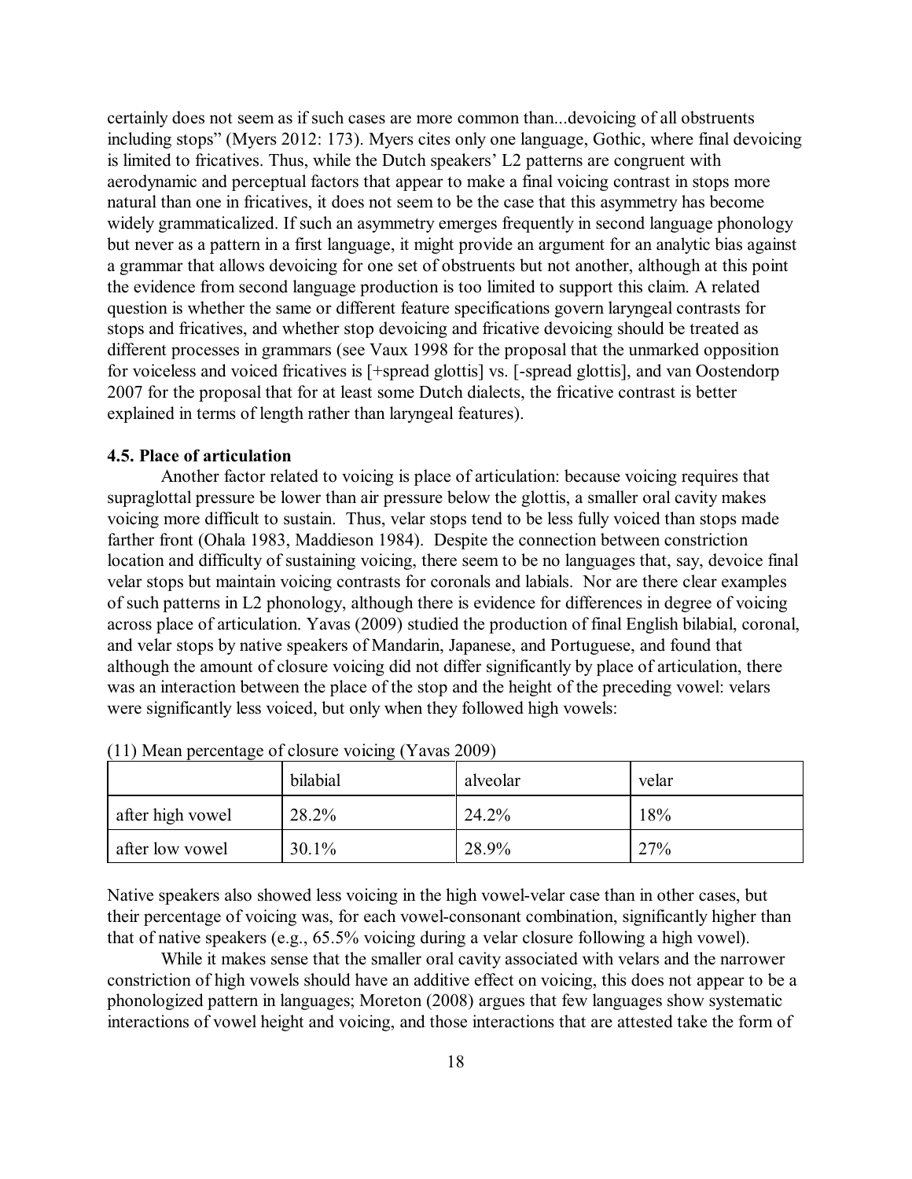certainly does not seem as if such cases are more common than...devoicing of all obstruents including stops" (Myers 2012: 173). Myers cites only one language, Gothic, where final devoicing is limited to fricatives. Thus, while the Dutch speakers' L2 patterns are congruent with aerodynamic and perceptual factors that appear to make a final voicing contrast in stops more natural than one in fricatives, it does not seem to be the case that this asymmetry has become widely grammaticalized. If such an asymmetry emerges frequently in second language phonology but never as a pattern in a first language, it might provide an argument for an analytic bias against a grammar that allows devoicing for one set of obstruents but not another, although at this point the evidence from second language production is too limited to support this claim. A related question is whether the same or different feature specifications govern laryngeal contrasts for stops and fricatives, and whether stop devoicing and fricative devoicing should be treated as different processes in grammars (see Vaux 1998 for the proposal that the unmarked opposition for voiceless and voiced fricatives is [+spread glottis] vs. [-spread glottis], and van Oostendorp 2007 for the proposal that for at least some Dutch dialects, the fricative contrast is better explained in terms of length rather than laryngeal features).

### 4.5. Place of articulation

Another factor related to voicing is place of articulation: because voicing requires that supraglottal pressure be lower than air pressure below the glottis, a smaller oral cavity makes voicing more difficult to sustain. Thus, velar stops tend to be less fully voiced than stops made farther front (Ohala 1983, Maddieson 1984). Despite the connection between constriction location and difficulty of sustaining voicing, there seem to be no languages that, say, devoice final velar stops but maintain voicing contrasts for coronals and labials. Nor are there clear examples of such patterns in L2 phonology, although there is evidence for differences in degree of voicing across place of articulation. Yavas (2009) studied the production of final English bilabial, coronal, and velar stops by native speakers of Mandarin, Japanese, and Portuguese, and found that although the amount of closure voicing did not differ significantly by place of articulation, there was an interaction between the place of the stop and the height of the preceding vowel: velars were significantly less voiced, but only when they followed high vowels:

(11) Mean percentage of closure voicing (Yavas 2009)

| | bilabial | alveolar | velar |
|---|---|---|---|
| after high vowel | 28.2% | 24.2% | 18% |
| after low vowel | 30.1% | 28.9% | 27% |

Native speakers also showed less voicing in the high vowel-velar case than in other cases, but their percentage of voicing was, for each vowel-consonant combination, significantly higher than that of native speakers (e.g., 65.5% voicing during a velar closure following a high vowel).

While it makes sense that the smaller oral cavity associated with velars and the narrower constriction of high vowels should have an additive effect on voicing, this does not appear to be a phonologized pattern in languages; Moreton (2008) argues that few languages show systematic interactions of vowel height and voicing, and those interactions that are attested take the form of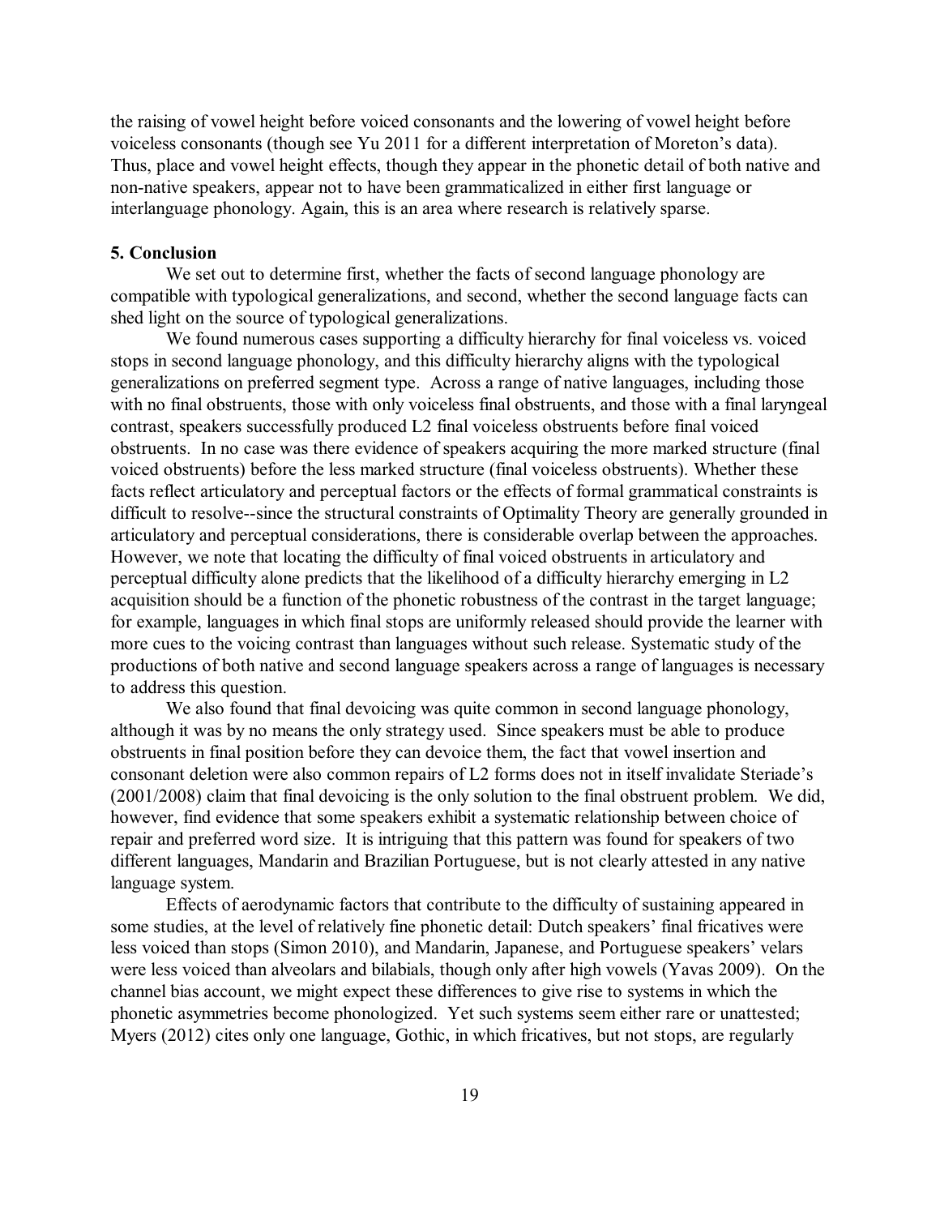the raising of vowel height before voiced consonants and the lowering of vowel height before voiceless consonants (though see Yu 2011 for a different interpretation of Moreton's data). Thus, place and vowel height effects, though they appear in the phonetic detail of both native and non-native speakers, appear not to have been grammaticalized in either first language or interlanguage phonology. Again, this is an area where research is relatively sparse.

## 5. Conclusion

We set out to determine first, whether the facts of second language phonology are compatible with typological generalizations, and second, whether the second language facts can shed light on the source of typological generalizations.

We found numerous cases supporting a difficulty hierarchy for final voiceless vs. voiced stops in second language phonology, and this difficulty hierarchy aligns with the typological generalizations on preferred segment type. Across a range of native languages, including those with no final obstruents, those with only voiceless final obstruents, and those with a final laryngeal contrast, speakers successfully produced L2 final voiceless obstruents before final voiced obstruents. In no case was there evidence of speakers acquiring the more marked structure (final voiced obstruents) before the less marked structure (final voiceless obstruents). Whether these facts reflect articulatory and perceptual factors or the effects of formal grammatical constraints is difficult to resolve--since the structural constraints of Optimality Theory are generally grounded in articulatory and perceptual considerations, there is considerable overlap between the approaches. However, we note that locating the difficulty of final voiced obstruents in articulatory and perceptual difficulty alone predicts that the likelihood of a difficulty hierarchy emerging in L2 acquisition should be a function of the phonetic robustness of the contrast in the target language; for example, languages in which final stops are uniformly released should provide the learner with more cues to the voicing contrast than languages without such release. Systematic study of the productions of both native and second language speakers across a range of languages is necessary to address this question.

We also found that final devoicing was quite common in second language phonology, although it was by no means the only strategy used. Since speakers must be able to produce obstruents in final position before they can devoice them, the fact that vowel insertion and consonant deletion were also common repairs of L2 forms does not in itself invalidate Steriade's (2001/2008) claim that final devoicing is the only solution to the final obstruent problem. We did, however, find evidence that some speakers exhibit a systematic relationship between choice of repair and preferred word size. It is intriguing that this pattern was found for speakers of two different languages, Mandarin and Brazilian Portuguese, but is not clearly attested in any native language system.

Effects of aerodynamic factors that contribute to the difficulty of sustaining appeared in some studies, at the level of relatively fine phonetic detail: Dutch speakers' final fricatives were less voiced than stops (Simon 2010), and Mandarin, Japanese, and Portuguese speakers' velars were less voiced than alveolars and bilabials, though only after high vowels (Yavas 2009). On the channel bias account, we might expect these differences to give rise to systems in which the phonetic asymmetries become phonologized. Yet such systems seem either rare or unattested; Myers (2012) cites only one language, Gothic, in which fricatives, but not stops, are regularly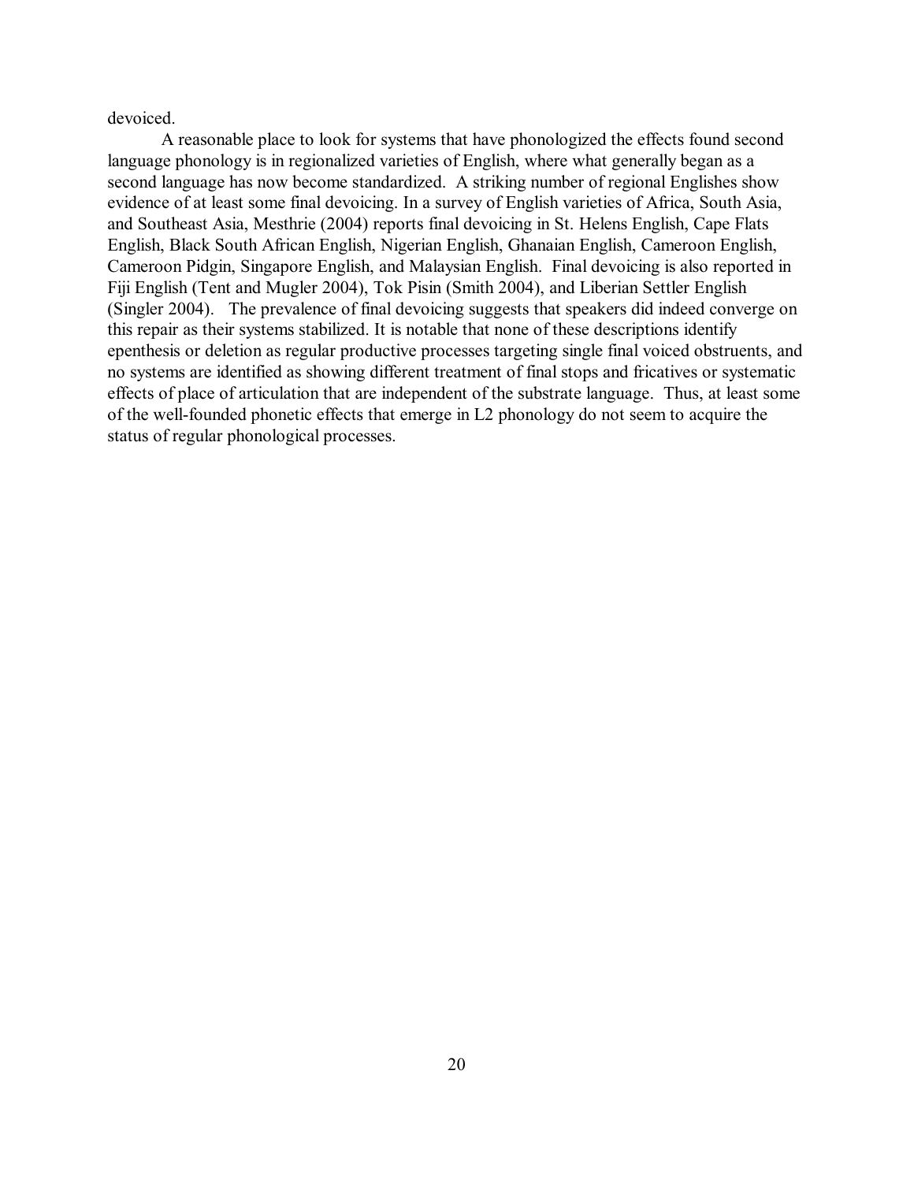devoiced.

A reasonable place to look for systems that have phonologized the effects found second language phonology is in regionalized varieties of English, where what generally began as a second language has now become standardized. A striking number of regional Englishes show evidence of at least some final devoicing. In a survey of English varieties of Africa, South Asia, and Southeast Asia, Mesthrie (2004) reports final devoicing in St. Helens English, Cape Flats English, Black South African English, Nigerian English, Ghanaian English, Cameroon English, Cameroon Pidgin, Singapore English, and Malaysian English. Final devoicing is also reported in Fiji English (Tent and Mugler 2004), Tok Pisin (Smith 2004), and Liberian Settler English (Singler 2004). The prevalence of final devoicing suggests that speakers did indeed converge on this repair as their systems stabilized. It is notable that none of these descriptions identify epenthesis or deletion as regular productive processes targeting single final voiced obstruents, and no systems are identified as showing different treatment of final stops and fricatives or systematic effects of place of articulation that are independent of the substrate language. Thus, at least some of the well-founded phonetic effects that emerge in L2 phonology do not seem to acquire the status of regular phonological processes.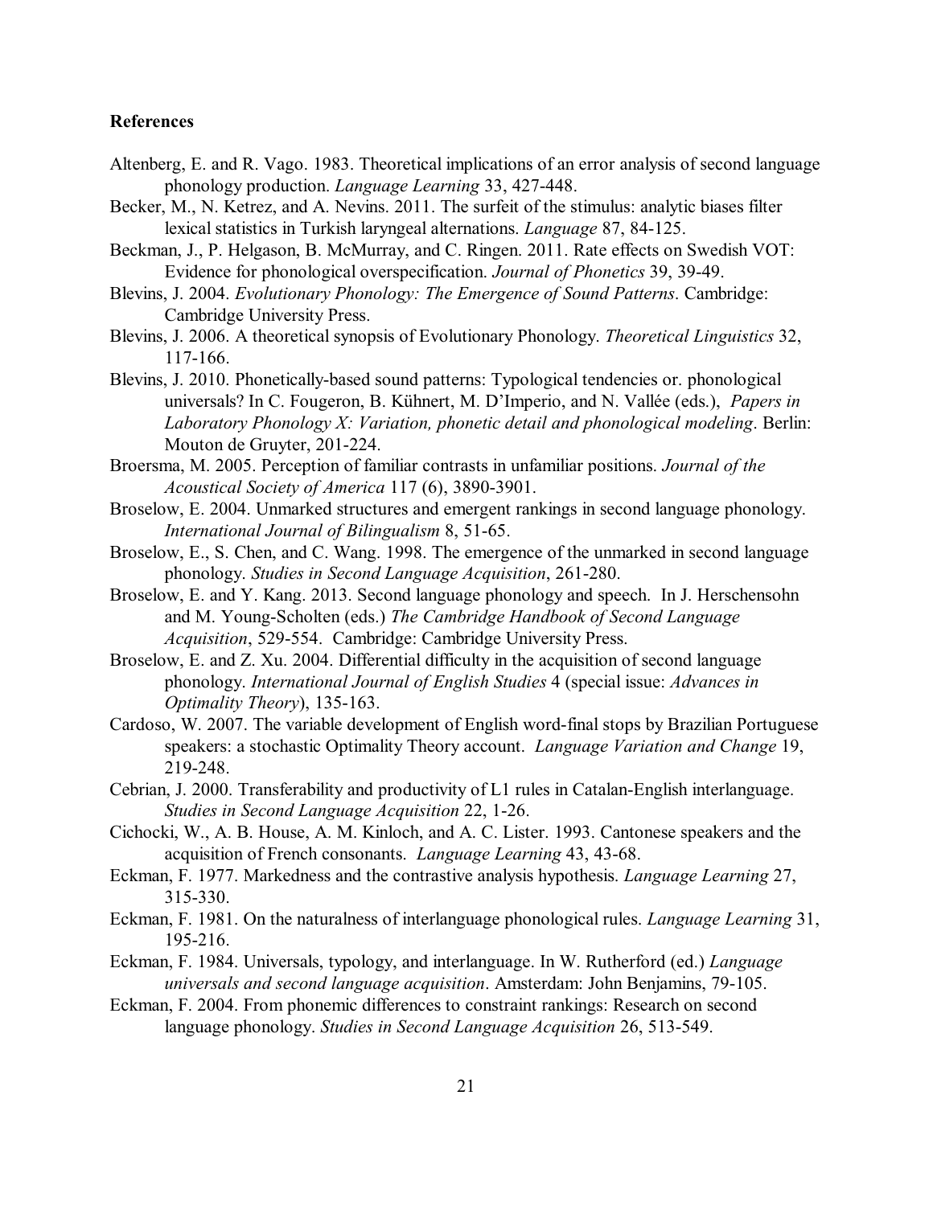**References**

Altenberg, E. and R. Vago. 1983. Theoretical implications of an error analysis of second language phonology production. *Language Learning* 33, 427-448.

Becker, M., N. Ketrez, and A. Nevins. 2011. The surfeit of the stimulus: analytic biases filter lexical statistics in Turkish laryngeal alternations. *Language* 87, 84-125.

Beckman, J., P. Helgason, B. McMurray, and C. Ringen. 2011. Rate effects on Swedish VOT: Evidence for phonological overspecification. *Journal of Phonetics* 39, 39-49.

Blevins, J. 2004. *Evolutionary Phonology: The Emergence of Sound Patterns*. Cambridge: Cambridge University Press.

Blevins, J. 2006. A theoretical synopsis of Evolutionary Phonology. *Theoretical Linguistics* 32, 117-166.

Blevins, J. 2010. Phonetically-based sound patterns: Typological tendencies or. phonological universals? In C. Fougeron, B. Kühnert, M. D'Imperio, and N. Vallée (eds.), *Papers in Laboratory Phonology X: Variation, phonetic detail and phonological modeling*. Berlin: Mouton de Gruyter, 201-224.

Broersma, M. 2005. Perception of familiar contrasts in unfamiliar positions. *Journal of the Acoustical Society of America* 117 (6), 3890-3901.

Broselow, E. 2004. Unmarked structures and emergent rankings in second language phonology. *International Journal of Bilingualism* 8, 51-65.

Broselow, E., S. Chen, and C. Wang. 1998. The emergence of the unmarked in second language phonology. *Studies in Second Language Acquisition*, 261-280.

Broselow, E. and Y. Kang. 2013. Second language phonology and speech. In J. Herschensohn and M. Young-Scholten (eds.) *The Cambridge Handbook of Second Language Acquisition*, 529-554. Cambridge: Cambridge University Press.

Broselow, E. and Z. Xu. 2004. Differential difficulty in the acquisition of second language phonology. *International Journal of English Studies* 4 (special issue: *Advances in Optimality Theory*), 135-163.

Cardoso, W. 2007. The variable development of English word-final stops by Brazilian Portuguese speakers: a stochastic Optimality Theory account. *Language Variation and Change* 19, 219-248.

Cebrian, J. 2000. Transferability and productivity of L1 rules in Catalan-English interlanguage. *Studies in Second Language Acquisition* 22, 1-26.

Cichocki, W., A. B. House, A. M. Kinloch, and A. C. Lister. 1993. Cantonese speakers and the acquisition of French consonants. *Language Learning* 43, 43-68.

Eckman, F. 1977. Markedness and the contrastive analysis hypothesis. *Language Learning* 27, 315-330.

Eckman, F. 1981. On the naturalness of interlanguage phonological rules. *Language Learning* 31, 195-216.

Eckman, F. 1984. Universals, typology, and interlanguage. In W. Rutherford (ed.) *Language universals and second language acquisition*. Amsterdam: John Benjamins, 79-105.

Eckman, F. 2004. From phonemic differences to constraint rankings: Research on second language phonology. *Studies in Second Language Acquisition* 26, 513-549.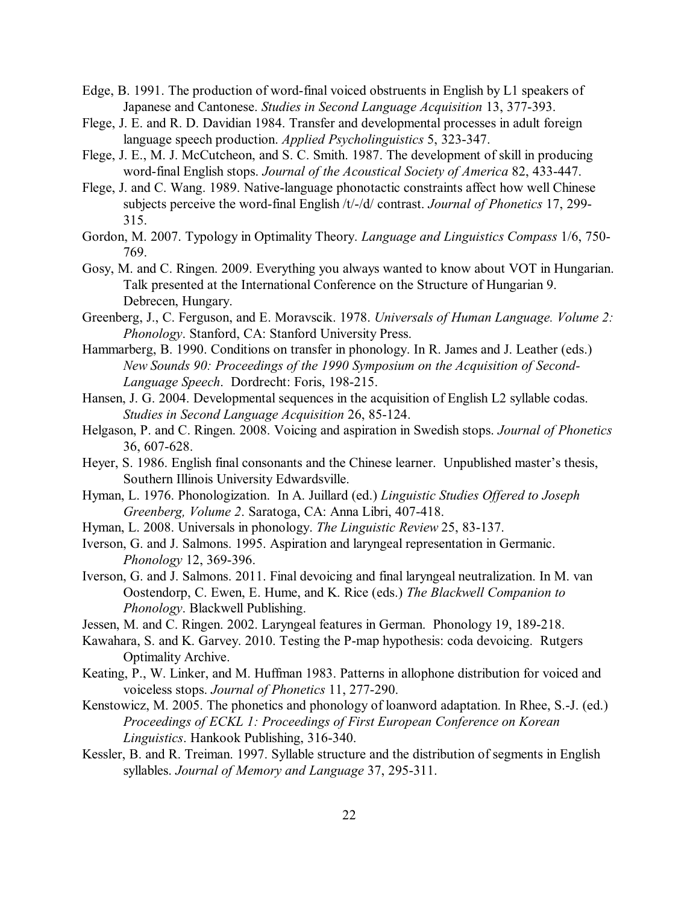Edge, B. 1991. The production of word-final voiced obstruents in English by L1 speakers of Japanese and Cantonese. *Studies in Second Language Acquisition* 13, 377-393.

Flege, J. E. and R. D. Davidian 1984. Transfer and developmental processes in adult foreign language speech production. *Applied Psycholinguistics* 5, 323-347.

Flege, J. E., M. J. McCutcheon, and S. C. Smith. 1987. The development of skill in producing word-final English stops. *Journal of the Acoustical Society of America* 82, 433-447.

Flege, J. and C. Wang. 1989. Native-language phonotactic constraints affect how well Chinese subjects perceive the word-final English /t/-/d/ contrast. *Journal of Phonetics* 17, 299-315.

Gordon, M. 2007. Typology in Optimality Theory. *Language and Linguistics Compass* 1/6, 750-769.

Gosy, M. and C. Ringen. 2009. Everything you always wanted to know about VOT in Hungarian. Talk presented at the International Conference on the Structure of Hungarian 9. Debrecen, Hungary.

Greenberg, J., C. Ferguson, and E. Moravscik. 1978. *Universals of Human Language. Volume 2: Phonology*. Stanford, CA: Stanford University Press.

Hammarberg, B. 1990. Conditions on transfer in phonology. In R. James and J. Leather (eds.) *New Sounds 90: Proceedings of the 1990 Symposium on the Acquisition of Second-Language Speech*. Dordrecht: Foris, 198-215.

Hansen, J. G. 2004. Developmental sequences in the acquisition of English L2 syllable codas. *Studies in Second Language Acquisition* 26, 85-124.

Helgason, P. and C. Ringen. 2008. Voicing and aspiration in Swedish stops. *Journal of Phonetics* 36, 607-628.

Heyer, S. 1986. English final consonants and the Chinese learner. Unpublished master's thesis, Southern Illinois University Edwardsville.

Hyman, L. 1976. Phonologization. In A. Juillard (ed.) *Linguistic Studies Offered to Joseph Greenberg, Volume 2*. Saratoga, CA: Anna Libri, 407-418.

Hyman, L. 2008. Universals in phonology. *The Linguistic Review* 25, 83-137.

Iverson, G. and J. Salmons. 1995. Aspiration and laryngeal representation in Germanic. *Phonology* 12, 369-396.

Iverson, G. and J. Salmons. 2011. Final devoicing and final laryngeal neutralization. In M. van Oostendorp, C. Ewen, E. Hume, and K. Rice (eds.) *The Blackwell Companion to Phonology*. Blackwell Publishing.

Jessen, M. and C. Ringen. 2002. Laryngeal features in German. Phonology 19, 189-218.

Kawahara, S. and K. Garvey. 2010. Testing the P-map hypothesis: coda devoicing. Rutgers Optimality Archive.

Keating, P., W. Linker, and M. Huffman 1983. Patterns in allophone distribution for voiced and voiceless stops. *Journal of Phonetics* 11, 277-290.

Kenstowicz, M. 2005. The phonetics and phonology of loanword adaptation. In Rhee, S.-J. (ed.) *Proceedings of ECKL 1: Proceedings of First European Conference on Korean Linguistics*. Hankook Publishing, 316-340.

Kessler, B. and R. Treiman. 1997. Syllable structure and the distribution of segments in English syllables. *Journal of Memory and Language* 37, 295-311.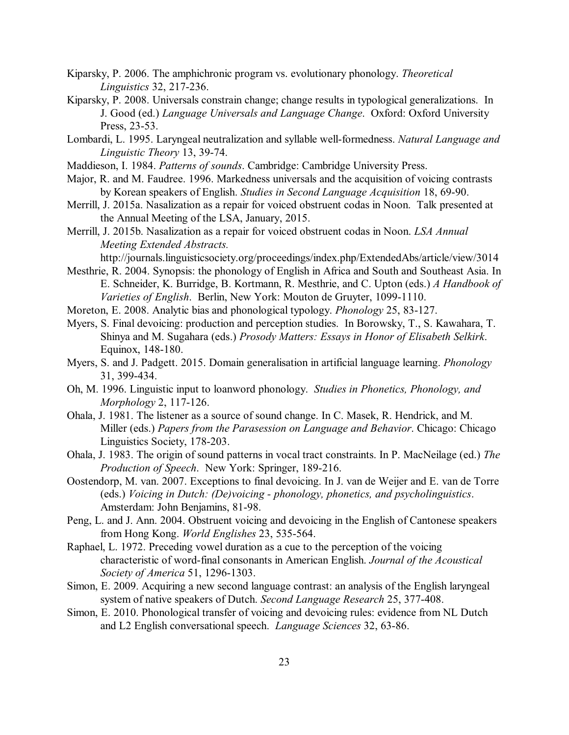Kiparsky, P. 2006. The amphichronic program vs. evolutionary phonology. *Theoretical Linguistics* 32, 217-236.

Kiparsky, P. 2008. Universals constrain change; change results in typological generalizations. In J. Good (ed.) *Language Universals and Language Change*. Oxford: Oxford University Press, 23-53.

Lombardi, L. 1995. Laryngeal neutralization and syllable well-formedness. *Natural Language and Linguistic Theory* 13, 39-74.

Maddieson, I. 1984. *Patterns of sounds*. Cambridge: Cambridge University Press.

Major, R. and M. Faudree. 1996. Markedness universals and the acquisition of voicing contrasts by Korean speakers of English. *Studies in Second Language Acquisition* 18, 69-90.

Merrill, J. 2015a. Nasalization as a repair for voiced obstruent codas in Noon. Talk presented at the Annual Meeting of the LSA, January, 2015.

Merrill, J. 2015b. Nasalization as a repair for voiced obstruent codas in Noon. *LSA Annual Meeting Extended Abstracts.* http://journals.linguisticsociety.org/proceedings/index.php/ExtendedAbs/article/view/3014

Mesthrie, R. 2004. Synopsis: the phonology of English in Africa and South and Southeast Asia. In E. Schneider, K. Burridge, B. Kortmann, R. Mesthrie, and C. Upton (eds.) *A Handbook of Varieties of English*. Berlin, New York: Mouton de Gruyter, 1099-1110.

Moreton, E. 2008. Analytic bias and phonological typology. *Phonology* 25, 83-127.

Myers, S. Final devoicing: production and perception studies. In Borowsky, T., S. Kawahara, T. Shinya and M. Sugahara (eds.) *Prosody Matters: Essays in Honor of Elisabeth Selkirk*. Equinox, 148-180.

Myers, S. and J. Padgett. 2015. Domain generalisation in artificial language learning. *Phonology* 31, 399-434.

Oh, M. 1996. Linguistic input to loanword phonology. *Studies in Phonetics, Phonology, and Morphology* 2, 117-126.

Ohala, J. 1981. The listener as a source of sound change. In C. Masek, R. Hendrick, and M. Miller (eds.) *Papers from the Parasession on Language and Behavior*. Chicago: Chicago Linguistics Society, 178-203.

Ohala, J. 1983. The origin of sound patterns in vocal tract constraints. In P. MacNeilage (ed.) *The Production of Speech*. New York: Springer, 189-216.

Oostendorp, M. van. 2007. Exceptions to final devoicing. In J. van de Weijer and E. van de Torre (eds.) *Voicing in Dutch: (De)voicing - phonology, phonetics, and psycholinguistics*. Amsterdam: John Benjamins, 81-98.

Peng, L. and J. Ann. 2004. Obstruent voicing and devoicing in the English of Cantonese speakers from Hong Kong. *World Englishes* 23, 535-564.

Raphael, L. 1972. Preceding vowel duration as a cue to the perception of the voicing characteristic of word-final consonants in American English. *Journal of the Acoustical Society of America* 51, 1296-1303.

Simon, E. 2009. Acquiring a new second language contrast: an analysis of the English laryngeal system of native speakers of Dutch. *Second Language Research* 25, 377-408.

Simon, E. 2010. Phonological transfer of voicing and devoicing rules: evidence from NL Dutch and L2 English conversational speech. *Language Sciences* 32, 63-86.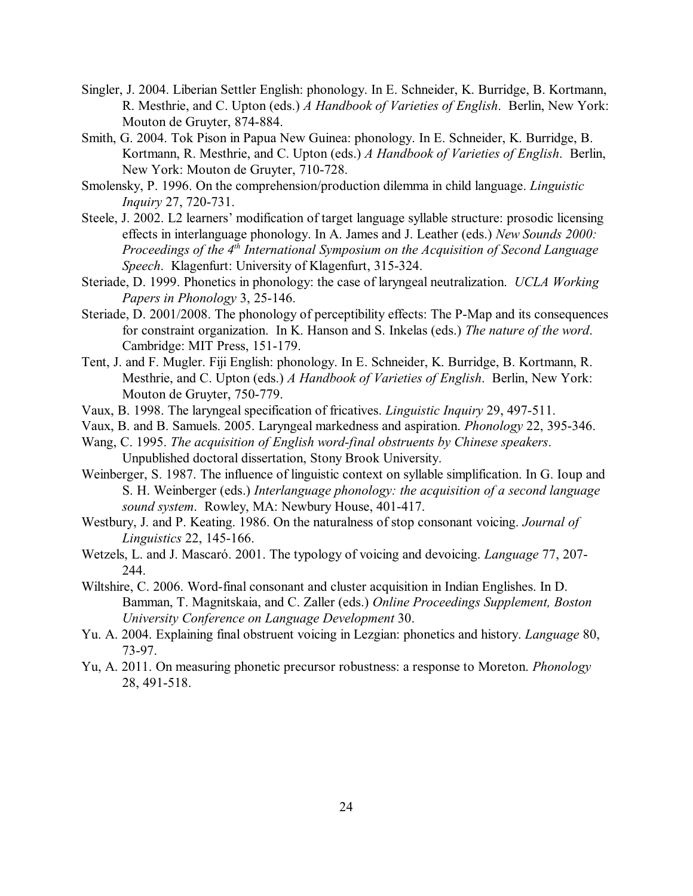Singler, J. 2004. Liberian Settler English: phonology. In E. Schneider, K. Burridge, B. Kortmann, R. Mesthrie, and C. Upton (eds.) *A Handbook of Varieties of English*. Berlin, New York: Mouton de Gruyter, 874-884.

Smith, G. 2004. Tok Pison in Papua New Guinea: phonology. In E. Schneider, K. Burridge, B. Kortmann, R. Mesthrie, and C. Upton (eds.) *A Handbook of Varieties of English*. Berlin, New York: Mouton de Gruyter, 710-728.

Smolensky, P. 1996. On the comprehension/production dilemma in child language. *Linguistic Inquiry* 27, 720-731.

Steele, J. 2002. L2 learners' modification of target language syllable structure: prosodic licensing effects in interlanguage phonology. In A. James and J. Leather (eds.) *New Sounds 2000: Proceedings of the 4th International Symposium on the Acquisition of Second Language Speech*. Klagenfurt: University of Klagenfurt, 315-324.

Steriade, D. 1999. Phonetics in phonology: the case of laryngeal neutralization. *UCLA Working Papers in Phonology* 3, 25-146.

Steriade, D. 2001/2008. The phonology of perceptibility effects: The P-Map and its consequences for constraint organization. In K. Hanson and S. Inkelas (eds.) *The nature of the word*. Cambridge: MIT Press, 151-179.

Tent, J. and F. Mugler. Fiji English: phonology. In E. Schneider, K. Burridge, B. Kortmann, R. Mesthrie, and C. Upton (eds.) *A Handbook of Varieties of English*. Berlin, New York: Mouton de Gruyter, 750-779.

Vaux, B. 1998. The laryngeal specification of fricatives. *Linguistic Inquiry* 29, 497-511.

Vaux, B. and B. Samuels. 2005. Laryngeal markedness and aspiration. *Phonology* 22, 395-346.

Wang, C. 1995. *The acquisition of English word-final obstruents by Chinese speakers*. Unpublished doctoral dissertation, Stony Brook University.

Weinberger, S. 1987. The influence of linguistic context on syllable simplification. In G. Ioup and S. H. Weinberger (eds.) *Interlanguage phonology: the acquisition of a second language sound system*. Rowley, MA: Newbury House, 401-417.

Westbury, J. and P. Keating. 1986. On the naturalness of stop consonant voicing. *Journal of Linguistics* 22, 145-166.

Wetzels, L. and J. Mascaró. 2001. The typology of voicing and devoicing. *Language* 77, 207-244.

Wiltshire, C. 2006. Word-final consonant and cluster acquisition in Indian Englishes. In D. Bamman, T. Magnitskaia, and C. Zaller (eds.) *Online Proceedings Supplement, Boston University Conference on Language Development* 30.

Yu. A. 2004. Explaining final obstruent voicing in Lezgian: phonetics and history. *Language* 80, 73-97.

Yu, A. 2011. On measuring phonetic precursor robustness: a response to Moreton. *Phonology* 28, 491-518.